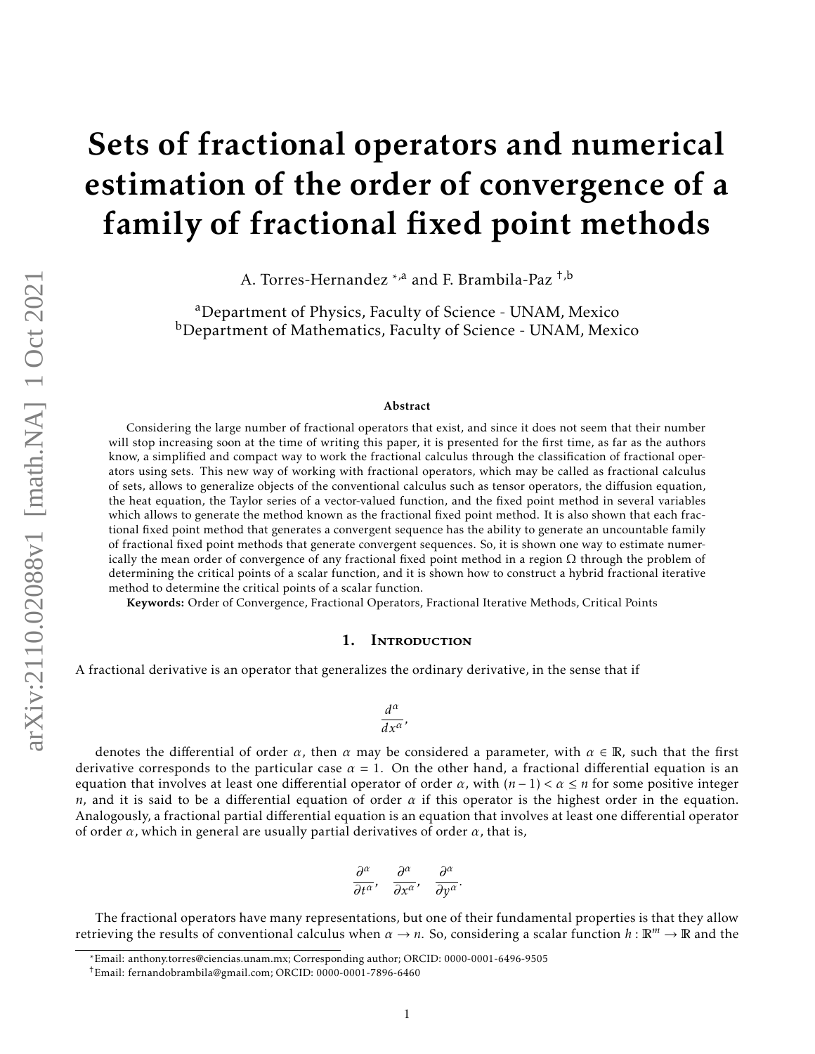# Sets of fractional operators and numerical estimation of the order of convergence of a family of fractional fixed point methods

A. Torres-Hernandez [\*,a] and F. Brambila-Paz [†,b]

[a]Department of Physics, Faculty of Science - UNAM, Mexico
[b]Department of Mathematics, Faculty of Science - UNAM, Mexico

### Abstract

Considering the large number of fractional operators that exist, and since it does not seem that their number will stop increasing soon at the time of writing this paper, it is presented for the first time, as far as the authors know, a simplified and compact way to work the fractional calculus through the classification of fractional operators using sets. This new way of working with fractional operators, which may be called as fractional calculus of sets, allows to generalize objects of the conventional calculus such as tensor operators, the diffusion equation, the heat equation, the Taylor series of a vector-valued function, and the fixed point method in several variables which allows to generate the method known as the fractional fixed point method. It is also shown that each fractional fixed point method that generates a convergent sequence has the ability to generate an uncountable family of fractional fixed point methods that generate convergent sequences. So, it is shown one way to estimate numerically the mean order of convergence of any fractional fixed point method in a region $\Omega$ through the problem of determining the critical points of a scalar function, and it is shown how to construct a hybrid fractional iterative method to determine the critical points of a scalar function.

**Keywords:** Order of Convergence, Fractional Operators, Fractional Iterative Methods, Critical Points

## 1. Introduction

A fractional derivative is an operator that generalizes the ordinary derivative, in the sense that if

$$\frac{d^\alpha}{dx^\alpha},$$

denotes the differential of order $\alpha$, then $\alpha$ may be considered a parameter, with $\alpha \in \mathbb{R}$, such that the first derivative corresponds to the particular case $\alpha = 1$. On the other hand, a fractional differential equation is an equation that involves at least one differential operator of order $\alpha$, with $(n-1) < \alpha \leq n$ for some positive integer $n$, and it is said to be a differential equation of order $\alpha$ if this operator is the highest order in the equation. Analogously, a fractional partial differential equation is an equation that involves at least one differential operator of order $\alpha$, which in general are usually partial derivatives of order $\alpha$, that is,

$$\frac{\partial^\alpha}{\partial t^\alpha}, \quad \frac{\partial^\alpha}{\partial x^\alpha}, \quad \frac{\partial^\alpha}{\partial y^\alpha}.$$

The fractional operators have many representations, but one of their fundamental properties is that they allow retrieving the results of conventional calculus when $\alpha \to n$. So, considering a scalar function $h : \mathbb{R}^m \to \mathbb{R}$ and the

---

\*Email: anthony.torres@ciencias.unam.mx; Corresponding author; ORCID: 0000-0001-6496-9505

†Email: fernandobrambila@gmail.com; ORCID: 0000-0001-7896-6460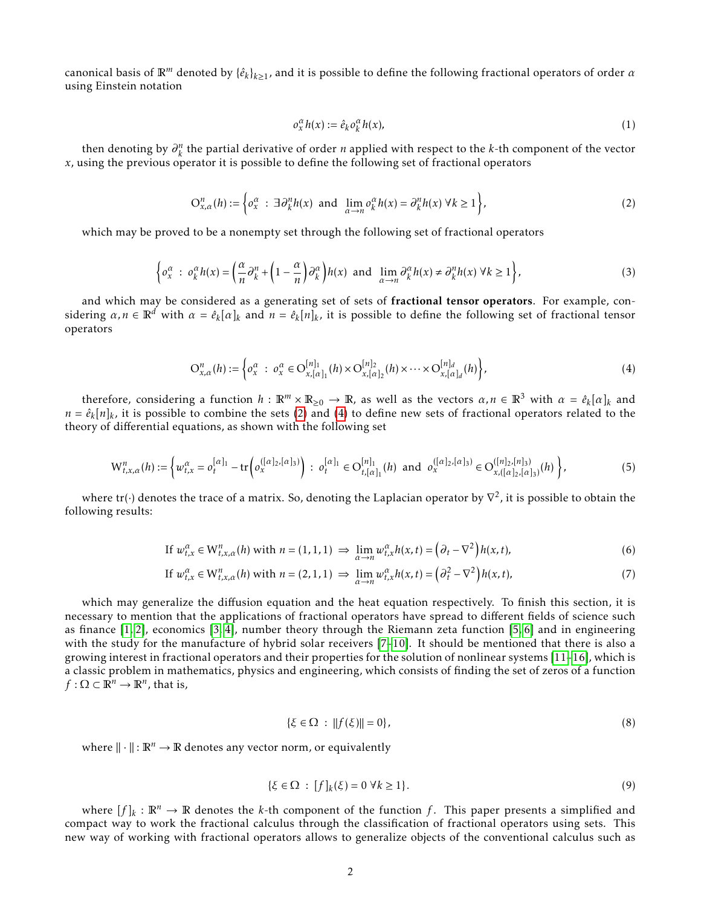canonical basis of $\mathbb{R}^m$ denoted by $\{\hat{e}_k\}_{k\geq 1}$, and it is possible to define the following fractional operators of order $\alpha$ using Einstein notation

$$o_x^\alpha h(x) := \hat{e}_k o_k^\alpha h(x), \tag{1}$$

then denoting by $\partial_k^n$ the partial derivative of order $n$ applied with respect to the $k$-th component of the vector $x$, using the previous operator it is possible to define the following set of fractional operators

$$\mathrm{O}_{x,\alpha}^n(h) := \left\{ o_x^\alpha \ : \ \exists \partial_k^n h(x) \ \text{ and } \ \lim_{\alpha\to n} o_k^\alpha h(x) = \partial_k^n h(x) \ \forall k \geq 1 \right\}, \tag{2}$$

which may be proved to be a nonempty set through the following set of fractional operators

$$\left\{ o_x^\alpha \ : \ o_k^\alpha h(x) = \left( \frac{\alpha}{n}\partial_k^n + \left(1 - \frac{\alpha}{n}\right)\partial_k^\alpha \right) h(x) \ \text{ and } \ \lim_{\alpha\to n} \partial_k^\alpha h(x) \neq \partial_k^n h(x) \ \forall k \geq 1 \right\}, \tag{3}$$

and which may be considered as a generating set of sets of **fractional tensor operators**. For example, considering $\alpha, n \in \mathbb{R}^d$ with $\alpha = \hat{e}_k[\alpha]_k$ and $n = \hat{e}_k[n]_k$, it is possible to define the following set of fractional tensor operators

$$\mathrm{O}_{x,\alpha}^n(h) := \left\{ o_x^\alpha \ : \ o_x^\alpha \in \mathrm{O}_{x,[\alpha]_1}^{[n]_1}(h) \times \mathrm{O}_{x,[\alpha]_2}^{[n]_2}(h) \times \cdots \times \mathrm{O}_{x,[\alpha]_d}^{[n]_d}(h) \right\}, \tag{4}$$

therefore, considering a function $h : \mathbb{R}^m \times \mathbb{R}_{\geq 0} \to \mathbb{R}$, as well as the vectors $\alpha, n \in \mathbb{R}^3$ with $\alpha = \hat{e}_k[\alpha]_k$ and $n = \hat{e}_k[n]_k$, it is possible to combine the sets (2) and (4) to define new sets of fractional operators related to the theory of differential equations, as shown with the following set

$$\mathrm{W}_{t,x,\alpha}^n(h) := \left\{ w_{t,x}^\alpha = o_t^{[\alpha]_1} - \mathrm{tr}\left( o_x^{([\alpha]_2,[\alpha]_3)} \right) \ : \ o_t^{[\alpha]_1} \in \mathrm{O}_{t,[\alpha]_1}^{[n]_1}(h) \ \text{ and } \ o_x^{([\alpha]_2,[\alpha]_3)} \in \mathrm{O}_{x,([\alpha]_2,[\alpha]_3)}^{([n]_2,[n]_3)}(h) \right\}, \tag{5}$$

where $\mathrm{tr}(\cdot)$ denotes the trace of a matrix. So, denoting the Laplacian operator by $\nabla^2$, it is possible to obtain the following results:

$$\text{If } w_{t,x}^\alpha \in \mathrm{W}_{t,x,\alpha}^n(h) \text{ with } n = (1,1,1) \ \Rightarrow \ \lim_{\alpha\to n} w_{t,x}^\alpha h(x,t) = \left( \partial_t - \nabla^2 \right) h(x,t), \tag{6}$$

$$\text{If } w_{t,x}^\alpha \in \mathrm{W}_{t,x,\alpha}^n(h) \text{ with } n = (2,1,1) \ \Rightarrow \ \lim_{\alpha\to n} w_{t,x}^\alpha h(x,t) = \left( \partial_t^2 - \nabla^2 \right) h(x,t), \tag{7}$$

which may generalize the diffusion equation and the heat equation respectively. To finish this section, it is necessary to mention that the applications of fractional operators have spread to different fields of science such as finance [1, 2], economics [3, 4], number theory through the Riemann zeta function [5, 6] and in engineering with the study for the manufacture of hybrid solar receivers [7–10]. It should be mentioned that there is also a growing interest in fractional operators and their properties for the solution of nonlinear systems [11–16], which is a classic problem in mathematics, physics and engineering, which consists of finding the set of zeros of a function $f : \Omega \subset \mathbb{R}^n \to \mathbb{R}^n$, that is,

$$\{\xi \in \Omega \ : \ \|f(\xi)\| = 0\}, \tag{8}$$

where $\|\cdot\| : \mathbb{R}^n \to \mathbb{R}$ denotes any vector norm, or equivalently

$$\{\xi \in \Omega \ : \ [f]_k(\xi) = 0 \ \forall k \geq 1\}. \tag{9}$$

where $[f]_k : \mathbb{R}^n \to \mathbb{R}$ denotes the $k$-th component of the function $f$. This paper presents a simplified and compact way to work the fractional calculus through the classification of fractional operators using sets. This new way of working with fractional operators allows to generalize objects of the conventional calculus such as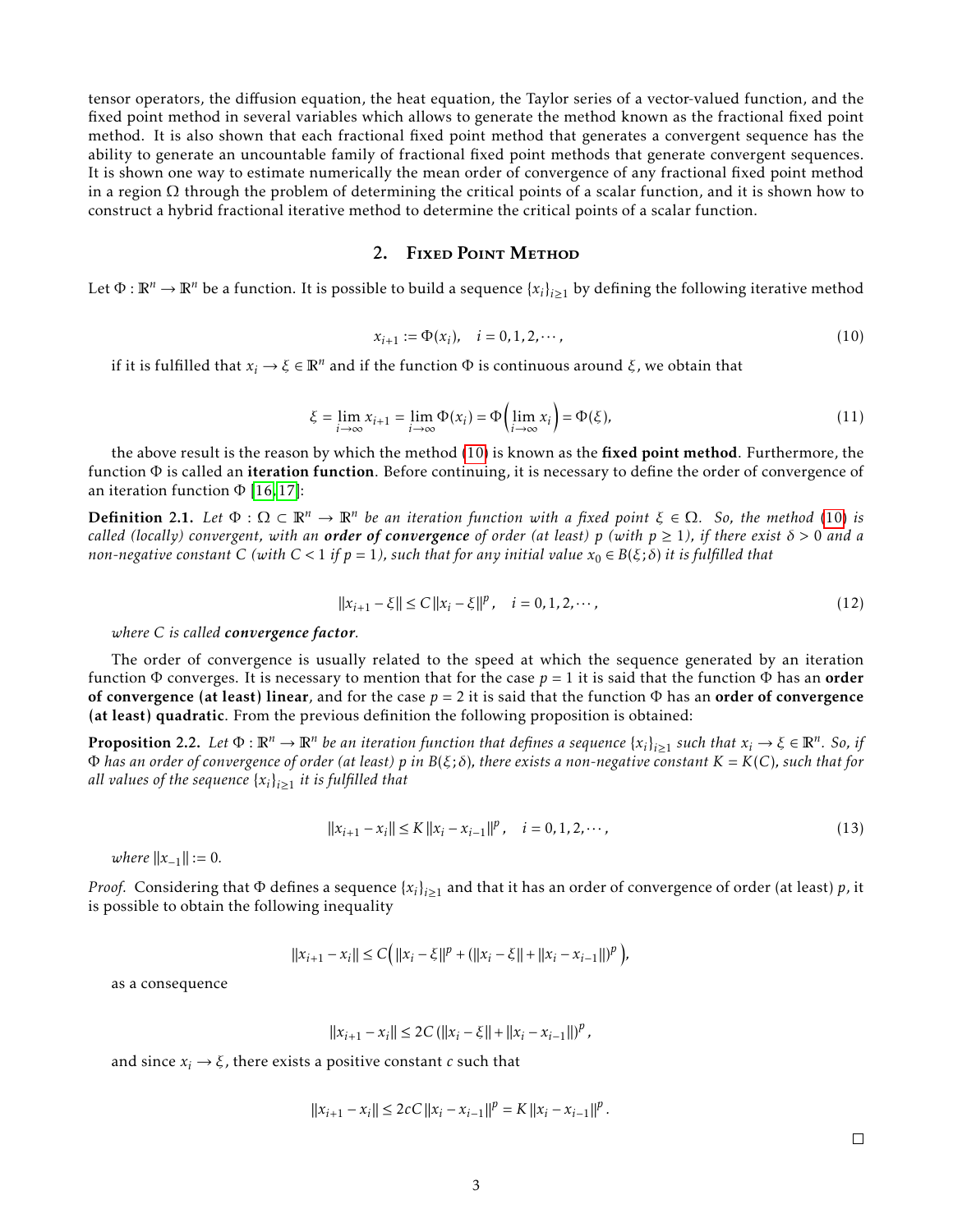tensor operators, the diffusion equation, the heat equation, the Taylor series of a vector-valued function, and the fixed point method in several variables which allows to generate the method known as the fractional fixed point method. It is also shown that each fractional fixed point method that generates a convergent sequence has the ability to generate an uncountable family of fractional fixed point methods that generate convergent sequences. It is shown one way to estimate numerically the mean order of convergence of any fractional fixed point method in a region $\Omega$ through the problem of determining the critical points of a scalar function, and it is shown how to construct a hybrid fractional iterative method to determine the critical points of a scalar function.

## 2. Fixed Point Method

Let $\Phi : \mathbb{R}^n \to \mathbb{R}^n$ be a function. It is possible to build a sequence $\{x_i\}_{i\geq 1}$ by defining the following iterative method

$$x_{i+1} := \Phi(x_i), \quad i = 0, 1, 2, \cdots, \tag{10}$$

if it is fulfilled that $x_i \to \xi \in \mathbb{R}^n$ and if the function $\Phi$ is continuous around $\xi$, we obtain that

$$\xi = \lim_{i\to\infty} x_{i+1} = \lim_{i\to\infty} \Phi(x_i) = \Phi\Big(\lim_{i\to\infty} x_i\Big) = \Phi(\xi), \tag{11}$$

the above result is the reason by which the method (10) is known as the **fixed point method**. Furthermore, the function $\Phi$ is called an **iteration function**. Before continuing, it is necessary to define the order of convergence of an iteration function $\Phi$ [16,17]:

**Definition 2.1.** *Let $\Phi : \Omega \subset \mathbb{R}^n \to \mathbb{R}^n$ be an iteration function with a fixed point $\xi \in \Omega$. So, the method (10) is called (locally) convergent, with an **order of convergence** of order (at least) $p$ (with $p \geq 1$), if there exist $\delta > 0$ and a non-negative constant $C$ (with $C < 1$ if $p = 1$), such that for any initial value $x_0 \in B(\xi;\delta)$ it is fulfilled that*

$$\|x_{i+1} - \xi\| \leq C \|x_i - \xi\|^p, \quad i = 0, 1, 2, \cdots, \tag{12}$$

*where $C$ is called **convergence factor**.*

The order of convergence is usually related to the speed at which the sequence generated by an iteration function $\Phi$ converges. It is necessary to mention that for the case $p = 1$ it is said that the function $\Phi$ has an **order of convergence (at least) linear**, and for the case $p = 2$ it is said that the function $\Phi$ has an **order of convergence (at least) quadratic**. From the previous definition the following proposition is obtained:

**Proposition 2.2.** *Let $\Phi : \mathbb{R}^n \to \mathbb{R}^n$ be an iteration function that defines a sequence $\{x_i\}_{i\geq 1}$ such that $x_i \to \xi \in \mathbb{R}^n$. So, if $\Phi$ has an order of convergence of order (at least) $p$ in $B(\xi;\delta)$, there exists a non-negative constant $K = K(C)$, such that for all values of the sequence $\{x_i\}_{i\geq 1}$ it is fulfilled that*

$$\|x_{i+1} - x_i\| \leq K \|x_i - x_{i-1}\|^p, \quad i = 0, 1, 2, \cdots, \tag{13}$$

*where $\|x_{-1}\| := 0$.*

*Proof.* Considering that $\Phi$ defines a sequence $\{x_i\}_{i\geq 1}$ and that it has an order of convergence of order (at least) $p$, it is possible to obtain the following inequality

$$\|x_{i+1} - x_i\| \leq C\Big( \|x_i - \xi\|^p + (\|x_i - \xi\| + \|x_i - x_{i-1}\|)^p \Big),$$

as a consequence

$$\|x_{i+1} - x_i\| \leq 2C\left(\|x_i - \xi\| + \|x_i - x_{i-1}\|\right)^p,$$

and since $x_i \to \xi$, there exists a positive constant $c$ such that

$$\|x_{i+1} - x_i\| \leq 2cC \|x_i - x_{i-1}\|^p = K \|x_i - x_{i-1}\|^p.$$

□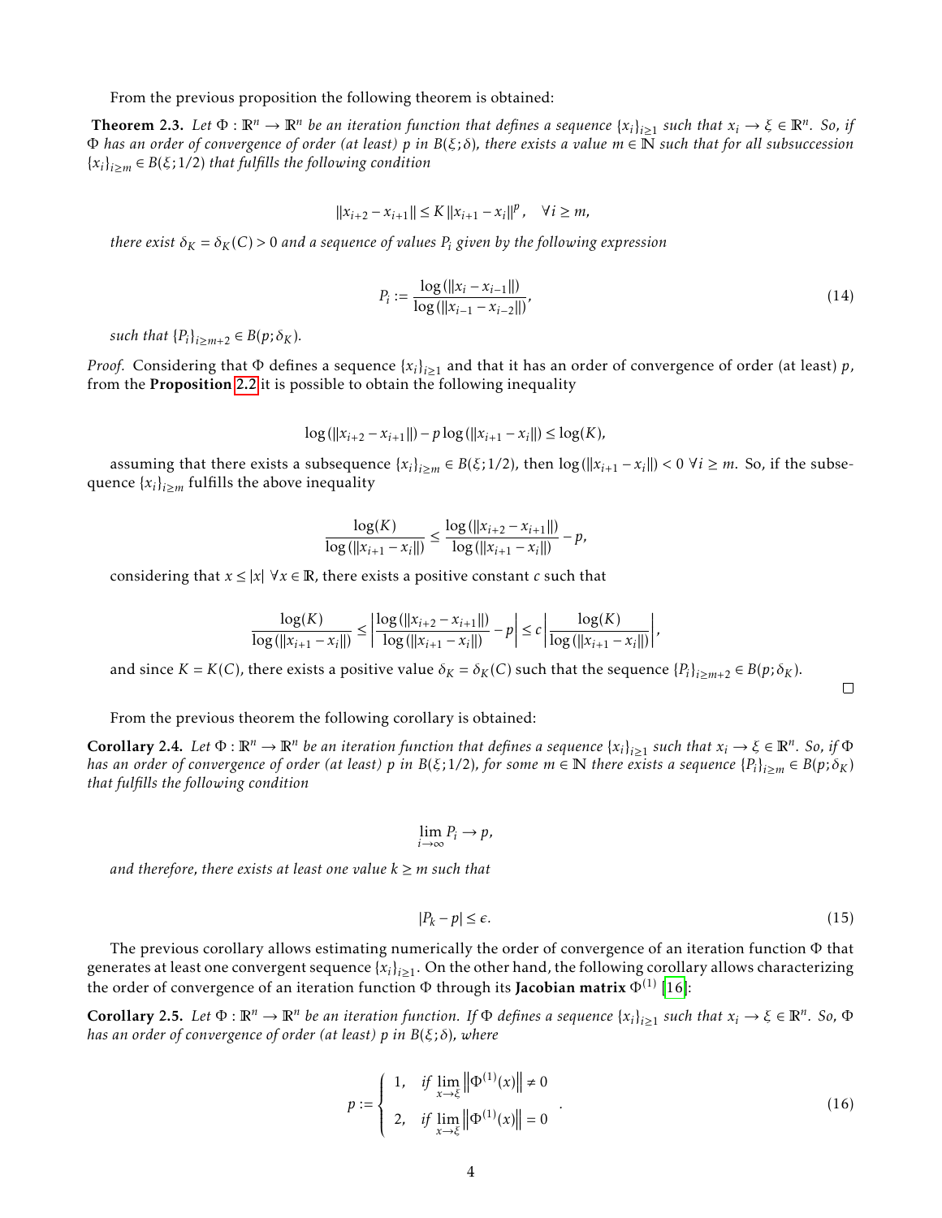From the previous proposition the following theorem is obtained:

**Theorem 2.3.** *Let $\Phi : \mathbb{R}^n \to \mathbb{R}^n$ be an iteration function that defines a sequence $\{x_i\}_{i\geq 1}$ such that $x_i \to \xi \in \mathbb{R}^n$. So, if $\Phi$ has an order of convergence of order (at least) $p$ in $B(\xi;\delta)$, there exists a value $m \in \mathbb{N}$ such that for all subsuccession $\{x_i\}_{i\geq m} \in B(\xi;1/2)$ that fulfills the following condition*

$$\|x_{i+2} - x_{i+1}\| \leq K \|x_{i+1} - x_i\|^p, \quad \forall i \geq m,$$

*there exist $\delta_K = \delta_K(C) > 0$ and a sequence of values $P_i$ given by the following expression*

$$P_i := \frac{\log(\|x_i - x_{i-1}\|)}{\log(\|x_{i-1} - x_{i-2}\|)}, \tag{14}$$

*such that $\{P_i\}_{i\geq m+2} \in B(p;\delta_K)$.*

*Proof.* Considering that $\Phi$ defines a sequence $\{x_i\}_{i\geq 1}$ and that it has an order of convergence of order (at least) $p$, from the **Proposition 2.2** it is possible to obtain the following inequality

$$\log(\|x_{i+2} - x_{i+1}\|) - p\log(\|x_{i+1} - x_i\|) \leq \log(K),$$

assuming that there exists a subsequence $\{x_i\}_{i\geq m} \in B(\xi;1/2)$, then $\log(\|x_{i+1} - x_i\|) < 0 \ \forall i \geq m$. So, if the subsequence $\{x_i\}_{i\geq m}$ fulfills the above inequality

$$\frac{\log(K)}{\log(\|x_{i+1} - x_i\|)} \leq \frac{\log(\|x_{i+2} - x_{i+1}\|)}{\log(\|x_{i+1} - x_i\|)} - p,$$

considering that $x \leq |x| \ \forall x \in \mathbb{R}$, there exists a positive constant $c$ such that

$$\frac{\log(K)}{\log(\|x_{i+1} - x_i\|)} \leq \left| \frac{\log(\|x_{i+2} - x_{i+1}\|)}{\log(\|x_{i+1} - x_i\|)} - p \right| \leq c \left| \frac{\log(K)}{\log(\|x_{i+1} - x_i\|)} \right|,$$

and since $K = K(C)$, there exists a positive value $\delta_K = \delta_K(C)$ such that the sequence $\{P_i\}_{i\geq m+2} \in B(p;\delta_K)$. □

From the previous theorem the following corollary is obtained:

**Corollary 2.4.** *Let $\Phi : \mathbb{R}^n \to \mathbb{R}^n$ be an iteration function that defines a sequence $\{x_i\}_{i\geq 1}$ such that $x_i \to \xi \in \mathbb{R}^n$. So, if $\Phi$ has an order of convergence of order (at least) $p$ in $B(\xi;1/2)$, for some $m \in \mathbb{N}$ there exists a sequence $\{P_i\}_{i\geq m} \in B(p;\delta_K)$ that fulfills the following condition*

$$\lim_{i\to\infty} P_i \to p,$$

*and therefore, there exists at least one value $k \geq m$ such that*

$$|P_k - p| \leq \epsilon. \tag{15}$$

The previous corollary allows estimating numerically the order of convergence of an iteration function $\Phi$ that generates at least one convergent sequence $\{x_i\}_{i\geq 1}$. On the other hand, the following corollary allows characterizing the order of convergence of an iteration function $\Phi$ through its **Jacobian matrix** $\Phi^{(1)}$ [16]:

**Corollary 2.5.** *Let $\Phi : \mathbb{R}^n \to \mathbb{R}^n$ be an iteration function. If $\Phi$ defines a sequence $\{x_i\}_{i\geq 1}$ such that $x_i \to \xi \in \mathbb{R}^n$. So, $\Phi$ has an order of convergence of order (at least) $p$ in $B(\xi;\delta)$, where*

$$p := \begin{cases} 1, & \text{if } \lim_{x\to\xi} \left\|\Phi^{(1)}(x)\right\| \neq 0 \\ 2, & \text{if } \lim_{x\to\xi} \left\|\Phi^{(1)}(x)\right\| = 0 \end{cases}. \tag{16}$$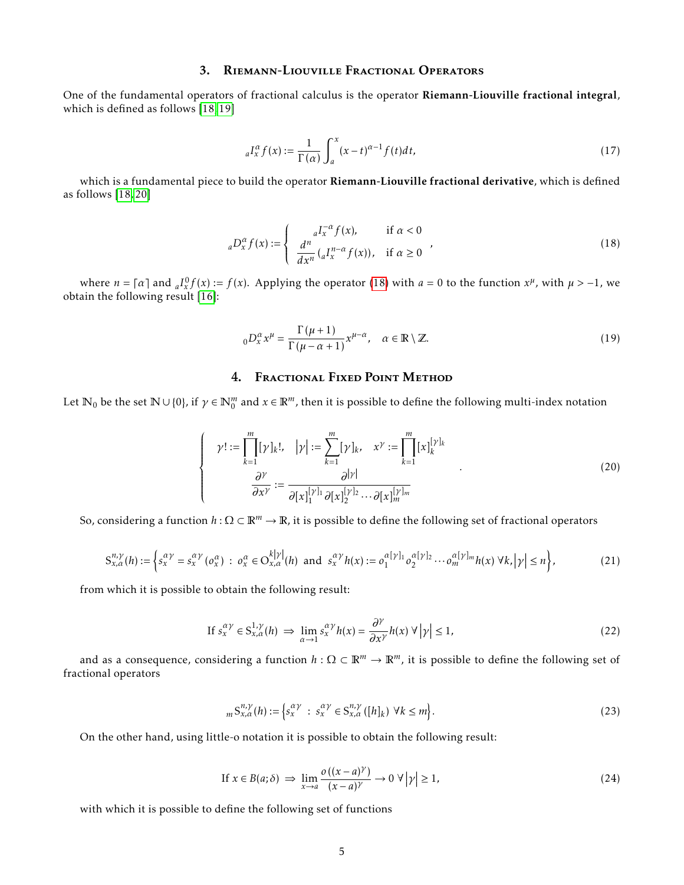## 3. Riemann-Liouville Fractional Operators

One of the fundamental operators of fractional calculus is the operator **Riemann-Liouville fractional integral**, which is defined as follows [18, 19]

$$
{}_aI_x^{\alpha} f(x) := \frac{1}{\Gamma(\alpha)} \int_a^x (x-t)^{\alpha-1} f(t)dt, \tag{17}
$$

which is a fundamental piece to build the operator **Riemann-Liouville fractional derivative**, which is defined as follows [18, 20]

$$
{}_aD_x^{\alpha} f(x) := \left\{ \begin{array}{ll} {}_aI_x^{-\alpha} f(x), & \text{if } \alpha < 0 \\ \dfrac{d^n}{dx^n}\left({}_aI_x^{n-\alpha} f(x)\right), & \text{if } \alpha \geq 0 \end{array} \right. , \tag{18}
$$

where $n = \lceil \alpha \rceil$ and ${}_aI_x^0 f(x) := f(x)$. Applying the operator (18) with $a = 0$ to the function $x^{\mu}$, with $\mu > -1$, we obtain the following result [16]:

$$
{}_0D_x^{\alpha} x^{\mu} = \frac{\Gamma(\mu+1)}{\Gamma(\mu-\alpha+1)} x^{\mu-\alpha}, \quad \alpha \in \mathbb{R} \setminus \mathbb{Z}. \tag{19}
$$

## 4. Fractional Fixed Point Method

Let $\mathbb{N}_0$ be the set $\mathbb{N} \cup \{0\}$, if $\gamma \in \mathbb{N}_0^m$ and $x \in \mathbb{R}^m$, then it is possible to define the following multi-index notation

$$
\left\{ \begin{array}{c} \gamma! := \displaystyle\prod_{k=1}^{m} [\gamma]_k!, \quad |\gamma| := \sum_{k=1}^{m} [\gamma]_k, \quad x^{\gamma} := \prod_{k=1}^{m} [x]_k^{[\gamma]_k} \\ \dfrac{\partial^{\gamma}}{\partial x^{\gamma}} := \dfrac{\partial^{|\gamma|}}{\partial [x]_1^{[\gamma]_1} \partial [x]_2^{[\gamma]_2} \cdots \partial [x]_m^{[\gamma]_m}} \end{array} \right. . \tag{20}
$$

So, considering a function $h : \Omega \subset \mathbb{R}^m \to \mathbb{R}$, it is possible to define the following set of fractional operators

$$
\mathrm{S}_{x,\alpha}^{n,\gamma}(h) := \left\{ s_x^{\alpha\gamma} = s_x^{\alpha\gamma}\left(o_x^{\alpha}\right) \; : \; o_x^{\alpha} \in \mathrm{O}_{x,\alpha}^{k|\gamma|}(h) \text{ and } s_x^{\alpha\gamma} h(x) := o_1^{\alpha[\gamma]_1} o_2^{\alpha[\gamma]_2} \cdots o_m^{\alpha[\gamma]_m} h(x) \; \forall k, |\gamma| \leq n \right\}, \tag{21}
$$

from which it is possible to obtain the following result:

$$
\text{If } s_x^{\alpha\gamma} \in \mathrm{S}_{x,\alpha}^{1,\gamma}(h) \Rightarrow \lim_{\alpha \to 1} s_x^{\alpha\gamma} h(x) = \frac{\partial^{\gamma}}{\partial x^{\gamma}} h(x) \; \forall \, |\gamma| \leq 1, \tag{22}
$$

and as a consequence, considering a function $h : \Omega \subset \mathbb{R}^m \to \mathbb{R}^m$, it is possible to define the following set of fractional operators

$$
{}_m\mathrm{S}_{x,\alpha}^{n,\gamma}(h) := \left\{ s_x^{\alpha\gamma} \; : \; s_x^{\alpha\gamma} \in \mathrm{S}_{x,\alpha}^{n,\gamma}([h]_k) \; \forall k \leq m \right\}. \tag{23}
$$

On the other hand, using little-o notation it is possible to obtain the following result:

$$
\text{If } x \in B(a;\delta) \Rightarrow \lim_{x \to a} \frac{o\left((x-a)^{\gamma}\right)}{(x-a)^{\gamma}} \to 0 \; \forall \, |\gamma| \geq 1, \tag{24}
$$

with which it is possible to define the following set of functions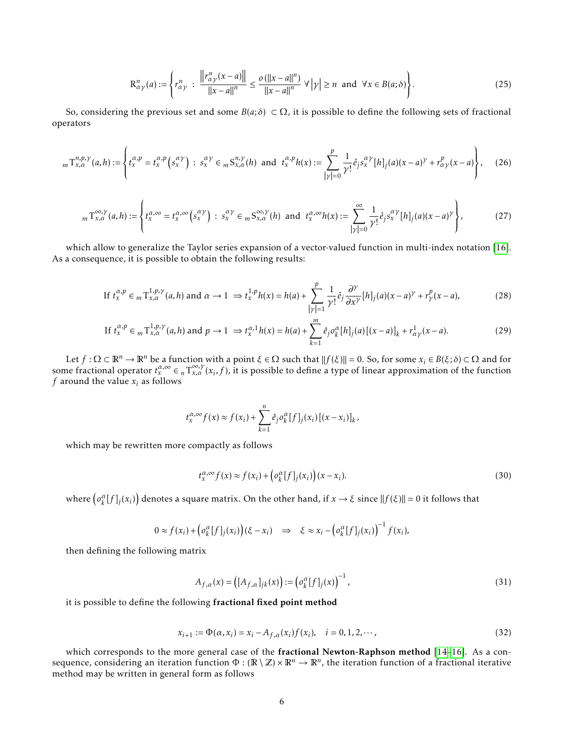$$
\mathrm{R}^n_{\alpha\gamma}(a) := \left\{ r^n_{\alpha\gamma} \ : \ \frac{\left\| r^n_{\alpha\gamma}(x-a) \right\|}{\|x-a\|^n} \leq \frac{o\left(\|x-a\|^n\right)}{\|x-a\|^n} \ \forall \left|\gamma\right| \geq n \ \text{ and } \ \forall x \in B(a;\delta) \right\}. \tag{25}
$$

So, considering the previous set and some $B(a;\delta) \subset \Omega$, it is possible to define the following sets of fractional operators

$$
{}_m\mathrm{T}^{n,p,\gamma}_{x,\alpha}(a,h) := \left\{ t^{\alpha,p}_x = t^{\alpha,p}_x\left(s^{\alpha\gamma}_x\right) \ : \ s^{\alpha\gamma}_x \in {}_m\mathrm{S}^{n,\gamma}_{x,\alpha}(h) \ \text{ and } \ t^{\alpha,p}_x h(x) := \sum_{|\gamma|=0}^{p} \frac{1}{\gamma!} \hat{e}_j s^{\alpha\gamma}_x [h]_j(a)(x-a)^\gamma + r^p_{\alpha\gamma}(x-a) \right\}, \tag{26}
$$

$$
{}_m\mathrm{T}^{\infty,\gamma}_{x,\alpha}(a,h) := \left\{ t^{\alpha,\infty}_x = t^{\alpha,\infty}_x\left(s^{\alpha\gamma}_x\right) \ : \ s^{\alpha\gamma}_x \in {}_m\mathrm{S}^{\infty,\gamma}_{x,\alpha}(h) \ \text{ and } \ t^{\alpha,\infty}_x h(x) := \sum_{|\gamma|=0}^{\infty} \frac{1}{\gamma!} \hat{e}_j s^{\alpha\gamma}_x [h]_j(a)(x-a)^\gamma \right\}, \tag{27}
$$

which allow to generalize the Taylor series expansion of a vector-valued function in multi-index notation [16]. As a consequence, it is possible to obtain the following results:

$$
\text{If } t^{\alpha,p}_x \in {}_m\mathrm{T}^{1,p,\gamma}_{x,\alpha}(a,h) \text{ and } \alpha \to 1 \ \Rightarrow t^{1,p}_x h(x) = h(a) + \sum_{|\gamma|=1}^{p} \frac{1}{\gamma!} \hat{e}_j \frac{\partial^\gamma}{\partial x^\gamma}[h]_j(a)(x-a)^\gamma + r^p_\gamma(x-a), \tag{28}
$$

$$
\text{If } t^{\alpha,p}_x \in {}_m\mathrm{T}^{1,p,\gamma}_{x,\alpha}(a,h) \text{ and } p \to 1 \ \Rightarrow t^{\alpha,1}_x h(x) = h(a) + \sum_{k=1}^{m} \hat{e}_j o^\alpha_k [h]_j(a)\left[(x-a)\right]_k + r^1_{\alpha\gamma}(x-a). \tag{29}
$$

Let $f : \Omega \subset \mathbb{R}^n \to \mathbb{R}^n$ be a function with a point $\xi \in \Omega$ such that $\|f(\xi)\| = 0$. So, for some $x_i \in B(\xi;\delta) \subset \Omega$ and for some fractional operator $t^{\alpha,\infty}_x \in {}_n\mathrm{T}^{\infty,\gamma}_{x,\alpha}(x_i, f)$, it is possible to define a type of linear approximation of the function $f$ around the value $x_i$ as follows

$$
t^{\alpha,\infty}_x f(x) \approx f(x_i) + \sum_{k=1}^{n} \hat{e}_j o^\alpha_k [f]_j(x_i)\left[(x-x_i)\right]_k,
$$

which may be rewritten more compactly as follows

$$
t^{\alpha,\infty}_x f(x) \approx f(x_i) + \left(o^\alpha_k [f]_j(x_i)\right)(x-x_i). \tag{30}
$$

where $\left(o^\alpha_k [f]_j(x_i)\right)$ denotes a square matrix. On the other hand, if $x \to \xi$ since $\|f(\xi)\| = 0$ it follows that

$$
0 \approx f(x_i) + \left(o^\alpha_k [f]_j(x_i)\right)(\xi - x_i) \quad \Rightarrow \quad \xi \approx x_i - \left(o^\alpha_k [f]_j(x_i)\right)^{-1} f(x_i),
$$

then defining the following matrix

$$
A_{f,\alpha}(x) = \left([A_{f,\alpha}]_{jk}(x)\right) := \left(o^\alpha_k [f]_j(x)\right)^{-1}, \tag{31}
$$

it is possible to define the following **fractional fixed point method**

$$
x_{i+1} := \Phi(\alpha, x_i) = x_i - A_{f,\alpha}(x_i) f(x_i), \quad i = 0, 1, 2, \cdots, \tag{32}
$$

which corresponds to the more general case of the **fractional Newton-Raphson method** [14–16]. As a consequence, considering an iteration function $\Phi : (\mathbb{R} \setminus \mathbb{Z}) \times \mathbb{R}^n \to \mathbb{R}^n$, the iteration function of a fractional iterative method may be written in general form as follows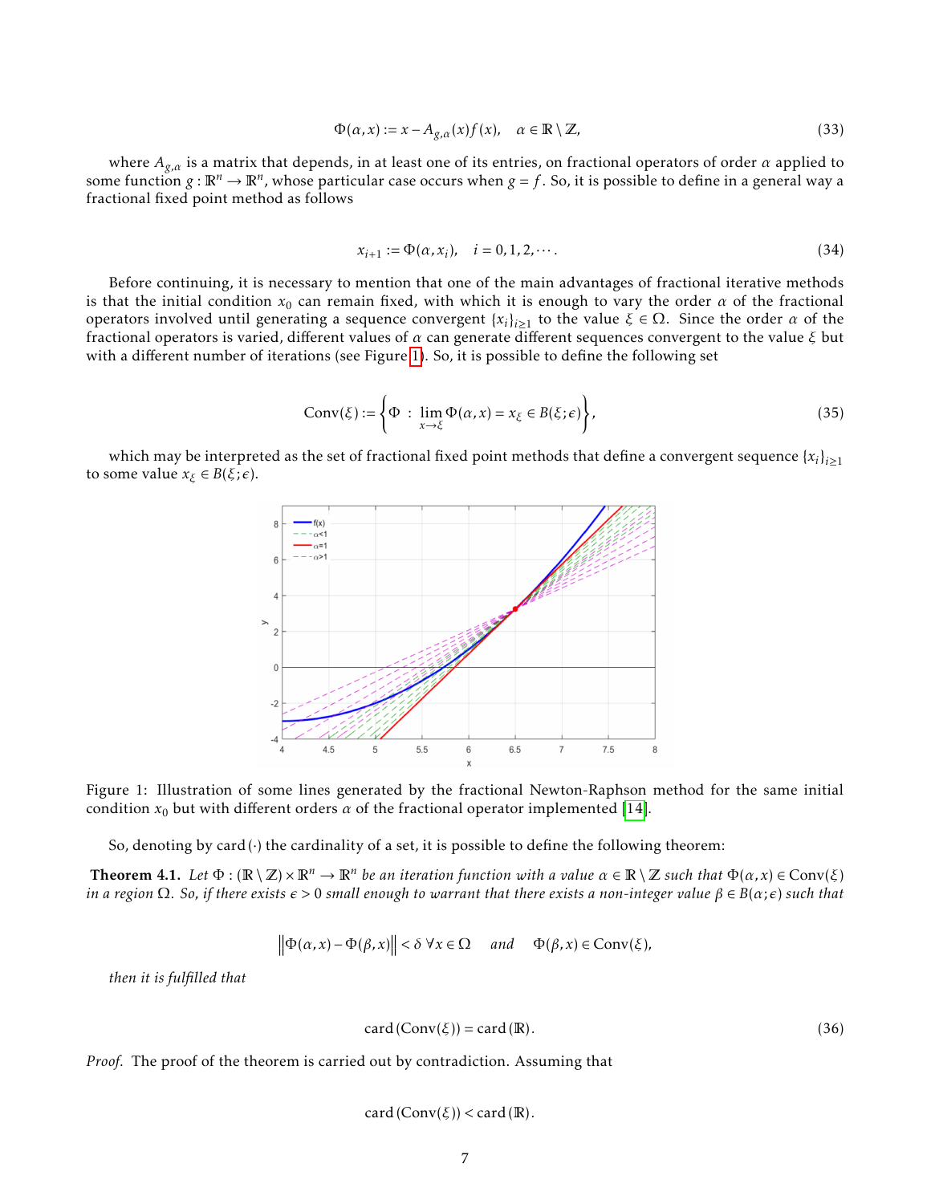$$\Phi(\alpha, x) := x - A_{g,\alpha}(x) f(x), \quad \alpha \in \mathbb{R} \setminus \mathbb{Z}, \tag{33}$$

where $A_{g,\alpha}$ is a matrix that depends, in at least one of its entries, on fractional operators of order $\alpha$ applied to some function $g : \mathbb{R}^n \to \mathbb{R}^n$, whose particular case occurs when $g = f$. So, it is possible to define in a general way a fractional fixed point method as follows

$$x_{i+1} := \Phi(\alpha, x_i), \quad i = 0, 1, 2, \cdots. \tag{34}$$

Before continuing, it is necessary to mention that one of the main advantages of fractional iterative methods is that the initial condition $x_0$ can remain fixed, with which it is enough to vary the order $\alpha$ of the fractional operators involved until generating a sequence convergent $\{x_i\}_{i \geq 1}$ to the value $\xi \in \Omega$. Since the order $\alpha$ of the fractional operators is varied, different values of $\alpha$ can generate different sequences convergent to the value $\xi$ but with a different number of iterations (see Figure 1). So, it is possible to define the following set

$$\text{Conv}(\xi) := \left\{ \Phi \ : \ \lim_{x \to \xi} \Phi(\alpha, x) = x_\xi \in B(\xi; \epsilon) \right\}, \tag{35}$$

which may be interpreted as the set of fractional fixed point methods that define a convergent sequence $\{x_i\}_{i \geq 1}$ to some value $x_\xi \in B(\xi; \epsilon)$.

Figure 1: Illustration of some lines generated by the fractional Newton-Raphson method for the same initial condition $x_0$ but with different orders $\alpha$ of the fractional operator implemented [14].

So, denoting by $\text{card}(\cdot)$ the cardinality of a set, it is possible to define the following theorem:

**Theorem 4.1.** *Let $\Phi : (\mathbb{R} \setminus \mathbb{Z}) \times \mathbb{R}^n \to \mathbb{R}^n$ be an iteration function with a value $\alpha \in \mathbb{R} \setminus \mathbb{Z}$ such that $\Phi(\alpha, x) \in \text{Conv}(\xi)$ in a region $\Omega$. So, if there exists $\epsilon > 0$ small enough to warrant that there exists a non-integer value $\beta \in B(\alpha; \epsilon)$ such that*

$$\left\| \Phi(\alpha, x) - \Phi(\beta, x) \right\| < \delta \ \forall x \in \Omega \quad \textit{and} \quad \Phi(\beta, x) \in \text{Conv}(\xi),$$

*then it is fulfilled that*

$$\text{card}(\text{Conv}(\xi)) = \text{card}(\mathbb{R}). \tag{36}$$

*Proof.* The proof of the theorem is carried out by contradiction. Assuming that

$$\text{card}(\text{Conv}(\xi)) < \text{card}(\mathbb{R}).$$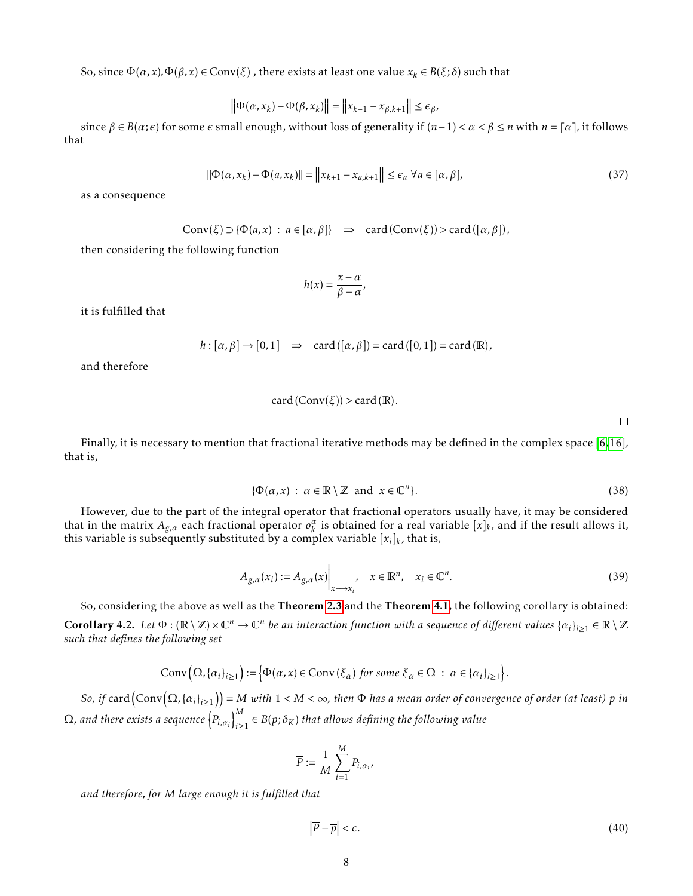So, since $\Phi(\alpha,x), \Phi(\beta,x) \in \text{Conv}(\xi)$ , there exists at least one value $x_k \in B(\xi;\delta)$ such that

$$\left\|\Phi(\alpha,x_k) - \Phi(\beta,x_k)\right\| = \left\|x_{k+1} - x_{\beta,k+1}\right\| \leq \epsilon_\beta,$$

since $\beta \in B(\alpha;\epsilon)$ for some $\epsilon$ small enough, without loss of generality if $(n-1) < \alpha < \beta \leq n$ with $n = \lceil \alpha \rceil$, it follows that

$$\|\Phi(\alpha,x_k) - \Phi(a,x_k)\| = \left\|x_{k+1} - x_{a,k+1}\right\| \leq \epsilon_a \ \forall a \in [\alpha,\beta], \tag{37}$$

as a consequence

$$\text{Conv}(\xi) \supset \{\Phi(a,x) \ : \ a \in [\alpha,\beta]\} \quad \Rightarrow \quad \text{card}\left(\text{Conv}(\xi)\right) > \text{card}\left([\alpha,\beta]\right),$$

then considering the following function

$$h(x) = \frac{x-\alpha}{\beta-\alpha},$$

it is fulfilled that

$$h : [\alpha,\beta] \to [0,1] \quad \Rightarrow \quad \text{card}\left([\alpha,\beta]\right) = \text{card}\left([0,1]\right) = \text{card}\left(\mathbb{R}\right),$$

and therefore

$$\text{card}\left(\text{Conv}(\xi)\right) > \text{card}\left(\mathbb{R}\right).$$

□

Finally, it is necessary to mention that fractional iterative methods may be defined in the complex space [6,16], that is,

$$\{\Phi(\alpha,x) \ : \ \alpha \in \mathbb{R}\setminus\mathbb{Z} \ \text{ and } \ x \in \mathbb{C}^n\}. \tag{38}$$

However, due to the part of the integral operator that fractional operators usually have, it may be considered that in the matrix $A_{g,\alpha}$ each fractional operator $o_k^\alpha$ is obtained for a real variable $[x]_k$, and if the result allows it, this variable is subsequently substituted by a complex variable $[x_i]_k$, that is,

$$A_{g,\alpha}(x_i) := A_{g,\alpha}(x)\Big|_{x \longrightarrow x_i}, \quad x \in \mathbb{R}^n, \quad x_i \in \mathbb{C}^n. \tag{39}$$

So, considering the above as well as the **Theorem 2.3** and the **Theorem 4.1**, the following corollary is obtained:

**Corollary 4.2.** *Let $\Phi : (\mathbb{R}\setminus\mathbb{Z}) \times \mathbb{C}^n \to \mathbb{C}^n$ be an interaction function with a sequence of different values $\{\alpha_i\}_{i\geq 1} \in \mathbb{R}\setminus\mathbb{Z}$ such that defines the following set*

$$\text{Conv}\left(\Omega, \{\alpha_i\}_{i\geq 1}\right) := \left\{\Phi(\alpha,x) \in \text{Conv}\left(\xi_\alpha\right) \text{ for some } \xi_\alpha \in \Omega \ : \ \alpha \in \{\alpha_i\}_{i\geq 1}\right\}.$$

*So, if $\text{card}\left(\text{Conv}\left(\Omega, \{\alpha_i\}_{i\geq 1}\right)\right) = M$ with $1 < M < \infty$, then $\Phi$ has a mean order of convergence of order (at least) $\overline{p}$ in $\Omega$, and there exists a sequence $\left\{P_{i,\alpha_i}\right\}_{i\geq 1}^{M} \in B(\overline{p};\delta_K)$ that allows defining the following value*

$$\overline{P} := \frac{1}{M}\sum_{i=1}^{M} P_{i,\alpha_i},$$

*and therefore, for $M$ large enough it is fulfilled that*

$$\left|\overline{P} - \overline{p}\right| < \epsilon. \tag{40}$$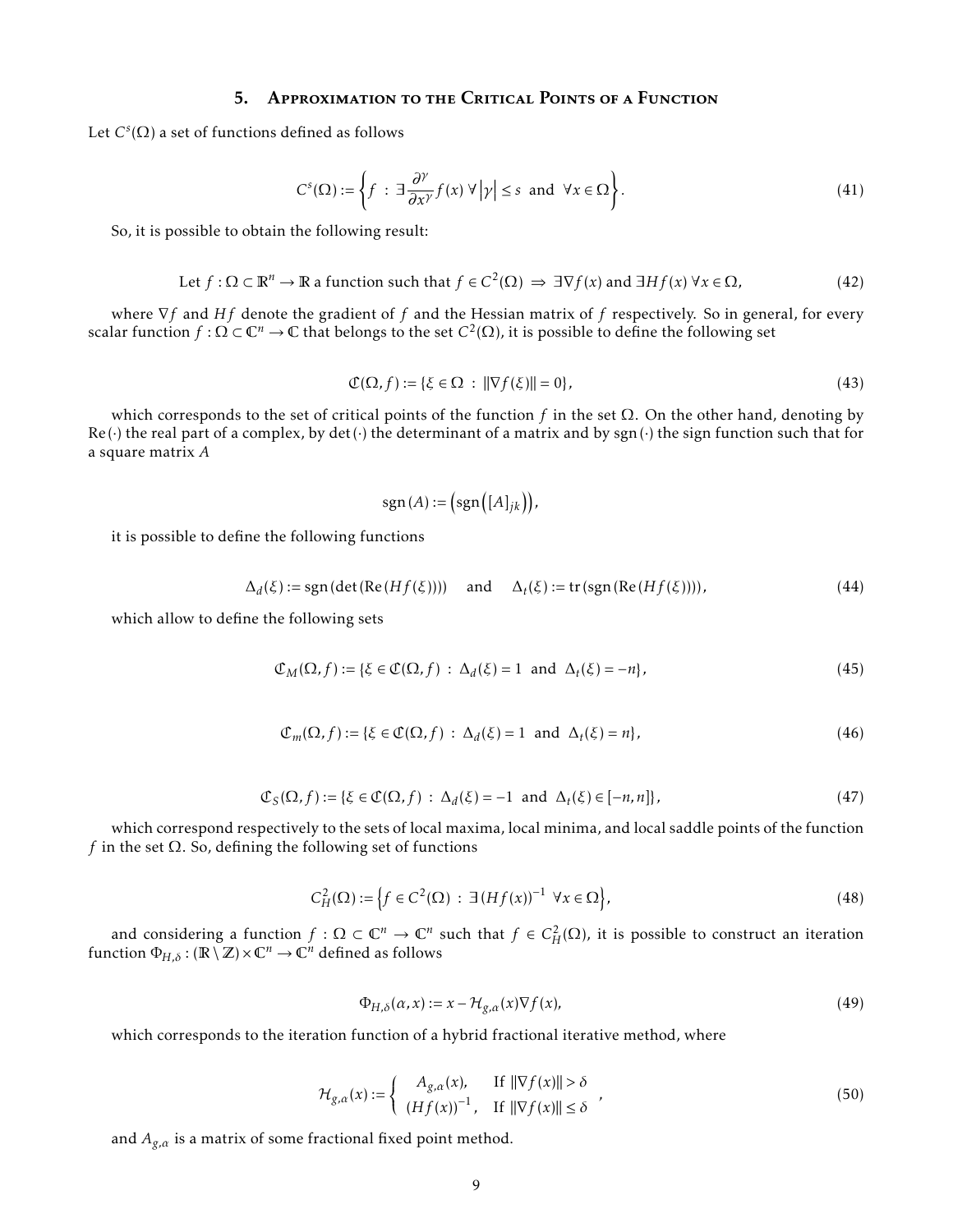## 5. Approximation to the Critical Points of a Function

Let $C^s(\Omega)$ a set of functions defined as follows

$$
C^s(\Omega) := \left\{ f \ : \ \exists \frac{\partial^\gamma}{\partial x^\gamma} f(x) \ \forall \left|\gamma\right| \leq s \ \text{ and } \ \forall x \in \Omega \right\}. \tag{41}
$$

So, it is possible to obtain the following result:

$$
\text{Let } f : \Omega \subset \mathbb{R}^n \to \mathbb{R} \text{ a function such that } f \in C^2(\Omega) \ \Rightarrow \ \exists \nabla f(x) \text{ and } \exists H f(x) \ \forall x \in \Omega, \tag{42}
$$

where $\nabla f$ and $Hf$ denote the gradient of $f$ and the Hessian matrix of $f$ respectively. So in general, for every scalar function $f : \Omega \subset \mathbb{C}^n \to \mathbb{C}$ that belongs to the set $C^2(\Omega)$, it is possible to define the following set

$$
\mathfrak{C}(\Omega, f) := \{ \xi \in \Omega \ : \ \|\nabla f(\xi)\| = 0 \}, \tag{43}
$$

which corresponds to the set of critical points of the function $f$ in the set $\Omega$. On the other hand, denoting by $\mathrm{Re}(\cdot)$ the real part of a complex, by $\det(\cdot)$ the determinant of a matrix and by $\mathrm{sgn}(\cdot)$ the sign function such that for a square matrix $A$

$$
\mathrm{sgn}(A) := \left( \mathrm{sgn}\left( [A]_{jk} \right) \right),
$$

it is possible to define the following functions

$$
\Delta_d(\xi) := \mathrm{sgn}(\det(\mathrm{Re}(Hf(\xi)))) \quad \text{and} \quad \Delta_t(\xi) := \mathrm{tr}(\mathrm{sgn}(\mathrm{Re}(Hf(\xi)))), \tag{44}
$$

which allow to define the following sets

$$
\mathfrak{C}_M(\Omega, f) := \{ \xi \in \mathfrak{C}(\Omega, f) \ : \ \Delta_d(\xi) = 1 \ \text{ and } \ \Delta_t(\xi) = -n \}, \tag{45}
$$

$$
\mathfrak{C}_m(\Omega, f) := \{ \xi \in \mathfrak{C}(\Omega, f) \ : \ \Delta_d(\xi) = 1 \ \text{ and } \ \Delta_t(\xi) = n \}, \tag{46}
$$

$$
\mathfrak{C}_S(\Omega, f) := \{ \xi \in \mathfrak{C}(\Omega, f) \ : \ \Delta_d(\xi) = -1 \ \text{ and } \ \Delta_t(\xi) \in [-n, n] \}, \tag{47}
$$

which correspond respectively to the sets of local maxima, local minima, and local saddle points of the function $f$ in the set $\Omega$. So, defining the following set of functions

$$
C_H^2(\Omega) := \left\{ f \in C^2(\Omega) \ : \ \exists (Hf(x))^{-1} \ \forall x \in \Omega \right\}, \tag{48}
$$

and considering a function $f : \Omega \subset \mathbb{C}^n \to \mathbb{C}^n$ such that $f \in C_H^2(\Omega)$, it is possible to construct an iteration function $\Phi_{H,\delta} : (\mathbb{R} \setminus \mathbb{Z}) \times \mathbb{C}^n \to \mathbb{C}^n$ defined as follows

$$
\Phi_{H,\delta}(\alpha, x) := x - \mathcal{H}_{g,\alpha}(x) \nabla f(x), \tag{49}
$$

which corresponds to the iteration function of a hybrid fractional iterative method, where

$$
\mathcal{H}_{g,\alpha}(x) := \left\{ \begin{array}{ll} A_{g,\alpha}(x), & \text{If } \|\nabla f(x)\| > \delta \\ (Hf(x))^{-1}, & \text{If } \|\nabla f(x)\| \leq \delta \end{array} \right. , \tag{50}
$$

and $A_{g,\alpha}$ is a matrix of some fractional fixed point method.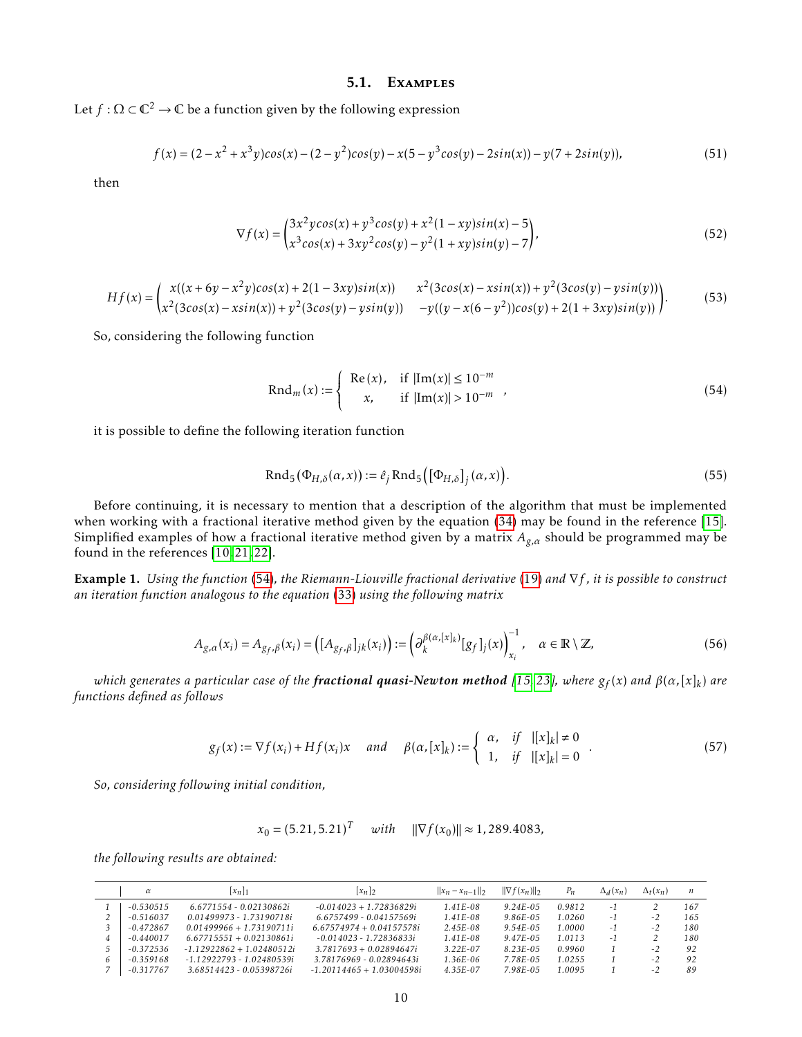### 5.1. Examples

Let $f : \Omega \subset \mathbb{C}^2 \to \mathbb{C}$ be a function given by the following expression

$$f(x) = (2 - x^2 + x^3 y)cos(x) - (2 - y^2)cos(y) - x(5 - y^3 cos(y) - 2sin(x)) - y(7 + 2sin(y)), \tag{51}$$

then

$$\nabla f(x) = \begin{pmatrix} 3x^2 y cos(x) + y^3 cos(y) + x^2(1 - xy)sin(x) - 5 \\ x^3 cos(x) + 3xy^2 cos(y) - y^2(1 + xy)sin(y) - 7 \end{pmatrix}, \tag{52}$$

$$Hf(x) = \begin{pmatrix} x((x + 6y - x^2 y)cos(x) + 2(1 - 3xy)sin(x)) & x^2(3cos(x) - xsin(x)) + y^2(3cos(y) - ysin(y)) \\ x^2(3cos(x) - xsin(x)) + y^2(3cos(y) - ysin(y)) & -y((y - x(6 - y^2))cos(y) + 2(1 + 3xy)sin(y)) \end{pmatrix}. \tag{53}$$

So, considering the following function

$$\text{Rnd}_m(x) := \begin{cases} \text{Re}(x), & \text{if } |\text{Im}(x)| \leq 10^{-m} \\ x, & \text{if } |\text{Im}(x)| > 10^{-m} \end{cases}, \tag{54}$$

it is possible to define the following iteration function

$$\text{Rnd}_5(\Phi_{H,\delta}(\alpha, x)) := \hat{e}_j \, \text{Rnd}_5\left( [\Phi_{H,\delta}]_j (\alpha, x) \right). \tag{55}$$

Before continuing, it is necessary to mention that a description of the algorithm that must be implemented when working with a fractional iterative method given by the equation (34) may be found in the reference [15]. Simplified examples of how a fractional iterative method given by a matrix $A_{g,\alpha}$ should be programmed may be found in the references [10,21,22].

**Example 1.** *Using the function (54), the Riemann-Liouville fractional derivative (19) and $\nabla f$, it is possible to construct an iteration function analogous to the equation (33) using the following matrix*

$$A_{g,\alpha}(x_i) = A_{g_f,\beta}(x_i) = \left( [A_{g_f,\beta}]_{jk}(x_i) \right) := \left( \partial_k^{\beta(\alpha,[x]_k)} [g_f]_j(x) \right)^{-1}_{x_i}, \quad \alpha \in \mathbb{R} \setminus \mathbb{Z}, \tag{56}$$

*which generates a particular case of the **fractional quasi-Newton method** [15,23], where $g_f(x)$ and $\beta(\alpha, [x]_k)$ are functions defined as follows*

$$g_f(x) := \nabla f(x_i) + Hf(x_i)x \quad \text{and} \quad \beta(\alpha, [x]_k) := \begin{cases} \alpha, & \text{if } \ |[x]_k| \neq 0 \\ 1, & \text{if } \ |[x]_k| = 0 \end{cases}. \tag{57}$$

*So, considering following initial condition,*

$$x_0 = (5.21, 5.21)^T \quad \text{with} \quad \|\nabla f(x_0)\| \approx 1,289.4083,$$

*the following results are obtained:*

| | $\alpha$ | $[x_n]_1$ | $[x_n]_2$ | $\|x_n - x_{n-1}\|_2$ | $\|\nabla f(x_n)\|_2$ | $P_n$ | $\Delta_d(x_n)$ | $\Delta_t(x_n)$ | $n$ |
|---|---|---|---|---|---|---|---|---|---|
| 1 | -0.530515 | 6.6771554 - 0.02130862i | -0.014023 + 1.72836829i | 1.41E-08 | 9.24E-05 | 0.9812 | -1 | 2 | 167 |
| 2 | -0.516037 | 0.01499973 - 1.73190718i | 6.6757499 - 0.04157569i | 1.41E-08 | 9.86E-05 | 1.0260 | -1 | -2 | 165 |
| 3 | -0.472867 | 0.01499966 + 1.73190711i | 6.67574974 + 0.04157578i | 2.45E-08 | 9.54E-05 | 1.0000 | -1 | -2 | 180 |
| 4 | -0.440017 | 6.67715551 + 0.02130861i | -0.014023 - 1.72836833i | 1.41E-08 | 9.47E-05 | 1.0113 | -1 | 2 | 180 |
| 5 | -0.372536 | -1.12922862 + 1.02480512i | 3.7817693 + 0.02894647i | 3.22E-07 | 8.23E-05 | 0.9960 | 1 | -2 | 92 |
| 6 | -0.359168 | -1.12922793 - 1.02480539i | 3.78176969 - 0.02894643i | 1.36E-06 | 7.78E-05 | 1.0255 | 1 | -2 | 92 |
| 7 | -0.317767 | 3.68514423 - 0.05398726i | -1.20114465 + 1.03004598i | 4.35E-07 | 7.98E-05 | 1.0095 | 1 | -2 | 89 |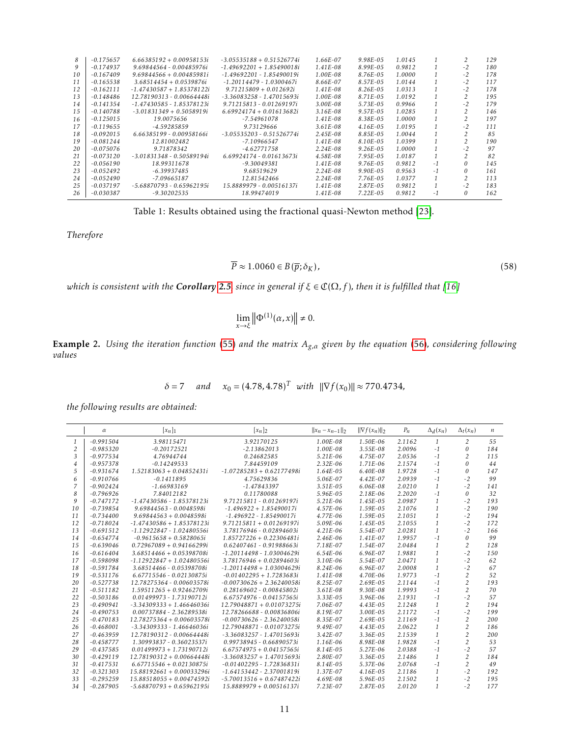|  | $\alpha$ | $[x_n]_1$ | $[x_n]_2$ | $\|x_n - x_{n-1}\|_2$ | $\|\nabla f(x_n)\|_2$ | $P_n$ | $\Delta_d(x_n)$ | $\Delta_t(x_n)$ | $n$ |
|---|---|---|---|---|---|---|---|---|---|
| 8 | -0.175657 | 6.66385192 + 0.00958153i | -3.05535188 + 0.51526774i | 1.66E-07 | 9.98E-05 | 1.0145 | 1 | 2 | 129 |
| 9 | -0.174937 | 9.69844564 - 0.00485976i | -1.49692201 + 1.85490018i | 1.41E-08 | 8.99E-05 | 0.9812 | 1 | -2 | 180 |
| 10 | -0.167409 | 9.69844566 + 0.00485981i | -1.49692201 - 1.85490019i | 1.00E-08 | 8.76E-05 | 1.0000 | 1 | -2 | 178 |
| 11 | -0.165538 | 3.68514454 + 0.0539876i | -1.20114479 - 1.0300467i | 8.66E-07 | 8.57E-05 | 1.0144 | 1 | -2 | 117 |
| 12 | -0.162111 | -1.47430587 + 1.85378122i | 9.71215809 + 0.012692i | 1.41E-08 | 8.26E-05 | 1.0313 | 1 | -2 | 178 |
| 13 | -0.148486 | 12.78190313 - 0.00664448i | -3.36083258 - 1.47015693i | 1.00E-08 | 8.71E-05 | 1.0192 | 1 | 2 | 195 |
| 14 | -0.141354 | -1.47430585 - 1.85378123i | 9.71215813 - 0.01269197i | 3.00E-08 | 5.73E-05 | 0.9966 | 1 | -2 | 179 |
| 15 | -0.140788 | -3.01831349 + 0.5058919i | 6.69924174 + 0.01613682i | 3.16E-08 | 9.57E-05 | 1.0285 | 1 | 2 | 146 |
| 16 | -0.125015 | 19.0075656 | -7.54961078 | 1.41E-08 | 8.38E-05 | 1.0000 | 1 | 2 | 197 |
| 17 | -0.119655 | -4.59285859 | 9.73129666 | 3.61E-08 | 4.16E-05 | 1.0195 | 1 | -2 | 111 |
| 18 | -0.092015 | 6.66385199 - 0.00958166i | -3.05535203 - 0.51526774i | 2.45E-08 | 8.85E-05 | 1.0044 | 1 | 2 | 85 |
| 19 | -0.081244 | 12.81002482 | -7.10966547 | 1.41E-08 | 8.10E-05 | 1.0399 | 1 | 2 | 190 |
| 20 | -0.075076 | 9.71878342 | -4.62771758 | 2.24E-08 | 9.26E-05 | 1.0000 | 1 | -2 | 97 |
| 21 | -0.073120 | -3.01831348 - 0.50589194i | 6.69924178 - 0.01613673i | 4.58E-08 | 7.95E-05 | 1.0187 | 1 | 2 | 82 |
| 22 | -0.056190 | 18.99311678 | -9.30049381 | 1.41E-08 | 9.76E-05 | 0.9812 | -1 | 0 | 145 |
| 23 | -0.052492 | -6.39937485 | 9.68519629 | 2.24E-08 | 9.90E-05 | 0.9563 | -1 | 0 | 161 |
| 24 | -0.052490 | -7.09665187 | 12.81542466 | 2.24E-08 | 7.76E-05 | 1.0377 | 1 | 2 | 113 |
| 25 | -0.037197 | -5.68870793 - 0.65962195i | 15.8889979 - 0.00516137i | 1.41E-08 | 2.87E-05 | 0.9812 | 1 | -2 | 183 |
| 26 | -0.030387 | -9.30202535 | 18.99474019 | 1.41E-08 | 7.22E-05 | 0.9812 | -1 | 0 | 162 |

Table 1: Results obtained using the fractional quasi-Newton method [23].

*Therefore*

$$\overline{P} \approx 1.0060 \in B(\overline{p}; \delta_K), \tag{58}$$

*which is consistent with the **Corollary 2.5**, since in general if $\xi \in \mathfrak{C}(\Omega, f)$, then it is fulfilled that [16]*

$$\lim_{x \to \xi} \left\| \Phi^{(1)}(\alpha, x) \right\| \neq 0.$$

**Example 2.** *Using the iteration function (55) and the matrix $A_{g,\alpha}$ given by the equation (56), considering following values*

$$\delta = 7 \quad \text{and} \quad x_0 = (4.78, 4.78)^T \ \text{ with } \ \|\nabla f(x_0)\| \approx 770.4734,$$

*the following results are obtained:*

|  | $\alpha$ | $[x_n]_1$ | $[x_n]_2$ | $\|x_n - x_{n-1}\|_2$ | $\|\nabla f(x_n)\|_2$ | $P_n$ | $\Delta_d(x_n)$ | $\Delta_t(x_n)$ | $n$ |
|---|---|---|---|---|---|---|---|---|---|
| 1 | -0.991504 | 3.98115471 | 3.92170125 | 1.00E-08 | 1.50E-06 | 2.1162 | 1 | 2 | 55 |
| 2 | -0.985320 | -0.20172521 | -2.13862013 | 1.00E-08 | 3.55E-08 | 2.0096 | -1 | 0 | 184 |
| 3 | -0.977534 | 4.76944744 | 0.24682585 | 5.21E-06 | 4.75E-07 | 2.0536 | -1 | 2 | 115 |
| 4 | -0.957378 | -0.14249533 | 7.84459109 | 2.32E-06 | 1.71E-06 | 2.1574 | -1 | 0 | 44 |
| 5 | -0.931674 | 1.52183063 + 0.04852431i | -1.07285283 + 0.62177498i | 1.64E-05 | 6.40E-08 | 1.9728 | -1 | 0 | 147 |
| 6 | -0.910766 | -0.1411895 | 4.75629836 | 5.06E-07 | 4.42E-07 | 2.0939 | -1 | -2 | 99 |
| 7 | -0.902424 | -1.66983169 | -1.47843397 | 3.51E-05 | 6.06E-08 | 2.0210 | 1 | -2 | 141 |
| 8 | -0.796926 | 7.84012182 | 0.11780088 | 5.96E-05 | 2.18E-06 | 2.2020 | -1 | 0 | 32 |
| 9 | -0.747172 | -1.47430586 - 1.85378123i | 9.71215811 - 0.01269197i | 5.21E-06 | 1.45E-05 | 2.0987 | 1 | -2 | 193 |
| 10 | -0.739854 | 9.69844563 + 0.0048598i | -1.496922 + 1.85490017i | 4.57E-06 | 1.59E-05 | 2.1076 | 1 | -2 | 190 |
| 11 | -0.734400 | 9.69844563 + 0.0048598i | -1.496922 - 1.85490017i | 4.77E-06 | 1.59E-05 | 2.1051 | 1 | -2 | 194 |
| 12 | -0.718024 | -1.47430586 + 1.85378123i | 9.71215811 + 0.01269197i | 5.09E-06 | 1.45E-05 | 2.1055 | 1 | -2 | 172 |
| 13 | -0.691512 | -1.12922847 - 1.02480556i | 3.78176946 - 0.02894603i | 4.21E-06 | 5.54E-07 | 2.0281 | 1 | -2 | 166 |
| 14 | -0.654774 | -0.9615658 + 0.5828065i | 1.85727226 + 0.22306481i | 2.46E-06 | 1.41E-07 | 1.9957 | -1 | 0 | 99 |
| 15 | -0.639046 | 0.72967089 + 0.94166299i | 0.62407461 - 0.91988663i | 7.18E-07 | 1.54E-07 | 2.0484 | 1 | 2 | 128 |
| 16 | -0.616404 | 3.68514466 + 0.05398708i | -1.20114498 - 1.03004629i | 6.54E-06 | 6.96E-07 | 1.9881 | 1 | -2 | 150 |
| 17 | -0.598098 | -1.12922847 + 1.02480556i | 3.78176946 + 0.02894603i | 3.10E-06 | 5.54E-07 | 2.0471 | 1 | -2 | 62 |
| 18 | -0.591784 | 3.68514466 - 0.05398708i | -1.20114498 + 1.03004629i | 8.24E-06 | 6.96E-07 | 2.0008 | 1 | -2 | 67 |
| 19 | -0.531176 | 6.67715546 - 0.02130875i | -0.01402295 + 1.7283683i | 1.41E-08 | 4.70E-06 | 1.9773 | -1 | 2 | 52 |
| 20 | -0.527738 | 12.78275364 - 0.00603578i | -0.00730626 + 2.36240058i | 8.25E-07 | 2.69E-05 | 2.1144 | -1 | 2 | 193 |
| 21 | -0.511182 | 1.59511265 + 0.92462709i | 0.28169602 - 0.00845802i | 3.61E-08 | 9.30E-08 | 1.9993 | -1 | 2 | 70 |
| 22 | -0.503186 | 0.01499973 - 1.73190712i | 6.67574976 - 0.04157565i | 3.33E-05 | 3.96E-06 | 2.1931 | -1 | -2 | 57 |
| 23 | -0.490941 | -3.34309333 + 1.46646036i | 12.79048871 + 0.01073275i | 7.06E-07 | 4.43E-05 | 2.1248 | 1 | 2 | 194 |
| 24 | -0.490753 | 0.00737884 - 2.36289538i | 12.78266688 - 0.00836806i | 8.19E-07 | 3.00E-05 | 2.1172 | -1 | -2 | 199 |
| 25 | -0.470183 | 12.78275364 + 0.00603578i | -0.00730626 - 2.36240058i | 8.35E-07 | 2.69E-05 | 2.1169 | -1 | 2 | 200 |
| 26 | -0.468001 | -3.34309333 - 1.46646036i | 12.79048871 - 0.01073275i | 9.49E-07 | 4.43E-05 | 2.0622 | 1 | 2 | 186 |
| 27 | -0.463959 | 12.78190312 - 0.00664448i | -3.36083257 - 1.47015693i | 3.42E-07 | 3.36E-05 | 2.1539 | 1 | 2 | 200 |
| 28 | -0.458777 | 1.30993837 - 0.36023537i | 0.99738945 - 0.66890573i | 1.16E-06 | 8.98E-08 | 1.9828 | -1 | 2 | 53 |
| 29 | -0.437585 | 0.01499973 + 1.73190712i | 6.67574975 + 0.04157565i | 8.14E-05 | 5.27E-06 | 2.0388 | -1 | -2 | 57 |
| 30 | -0.429119 | 12.78190312 + 0.00664448i | -3.36083257 + 1.47015693i | 2.80E-07 | 3.36E-05 | 2.1486 | 1 | 2 | 184 |
| 31 | -0.417531 | 6.67715546 + 0.02130875i | -0.01402295 - 1.72836831i | 8.14E-05 | 5.37E-06 | 2.0768 | -1 | 2 | 49 |
| 32 | -0.321303 | 15.88192661 + 0.00033296i | -1.64153442 - 2.37001819i | 1.37E-07 | 4.16E-05 | 2.1186 | 1 | -2 | 192 |
| 33 | -0.295259 | 15.88518055 + 0.00474592i | -5.70013516 + 0.67487422i | 4.69E-08 | 5.96E-05 | 2.1502 | 1 | -2 | 195 |
| 34 | -0.287905 | -5.68870793 + 0.65962195i | 15.8889979 + 0.00516137i | 7.23E-07 | 2.87E-05 | 2.0120 | 1 | -2 | 177 |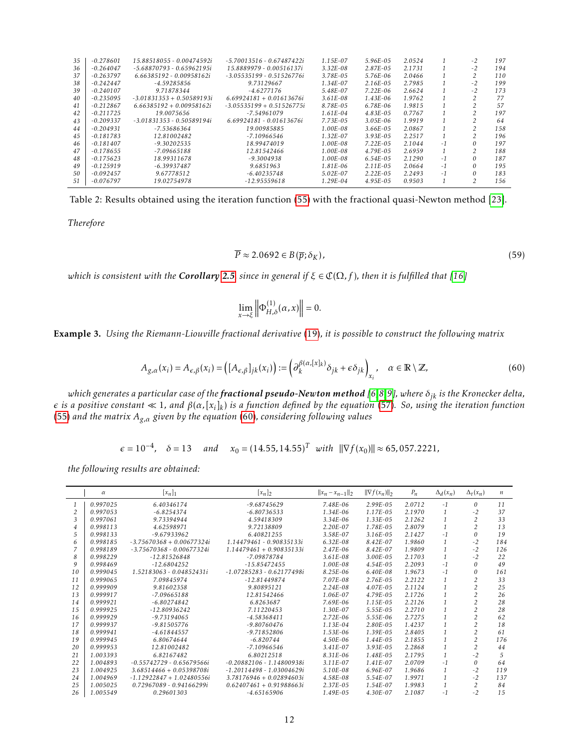| | $\alpha$ | $[x_n]_1$ | $[x_n]_2$ | $\|x_n - x_{n-1}\|_2$ | $\|\nabla f(x_n)\|_2$ | $P_n$ | $\Delta_d(x_n)$ | $\Delta_t(x_n)$ | $n$ |
|---|---|---|---|---|---|---|---|---|---|
| 35 | -0.278601 | 15.88518055 - 0.00474592i | -5.70013516 - 0.67487422i | 1.15E-07 | 5.96E-05 | 2.0524 | 1 | -2 | 197 |
| 36 | -0.264047 | -5.68870793 - 0.65962195i | 15.8889979 - 0.00516137i | 3.32E-08 | 2.87E-05 | 2.1731 | 1 | -2 | 194 |
| 37 | -0.263797 | 6.66385192 - 0.00958162i | -3.05535199 - 0.51526776i | 3.78E-05 | 5.76E-06 | 2.0466 | 1 | 2 | 110 |
| 38 | -0.242447 | -4.59285856 | 9.73129667 | 1.34E-07 | 2.16E-05 | 2.7985 | 1 | -2 | 199 |
| 39 | -0.240107 | 9.71878344 | -4.6277176 | 5.48E-07 | 7.22E-06 | 2.6624 | 1 | -2 | 173 |
| 40 | -0.235095 | -3.01831353 + 0.50589193i | 6.69924181 + 0.01613676i | 3.61E-08 | 1.43E-06 | 1.9762 | 1 | 2 | 77 |
| 41 | -0.212867 | 6.66385192 + 0.00958162i | -3.05535199 + 0.51526775i | 8.78E-05 | 6.78E-06 | 1.9815 | 1 | 2 | 57 |
| 42 | -0.211725 | 19.0075656 | -7.54961079 | 1.61E-04 | 4.83E-05 | 0.7767 | 1 | 2 | 197 |
| 43 | -0.209337 | -3.01831353 - 0.50589194i | 6.69924181 - 0.01613676i | 7.73E-05 | 3.05E-06 | 1.9919 | 1 | 2 | 64 |
| 44 | -0.204931 | -7.53686364 | 19.00985885 | 1.00E-08 | 3.66E-05 | 2.0867 | 1 | 2 | 158 |
| 45 | -0.181783 | 12.81002482 | -7.10966546 | 1.32E-07 | 3.93E-05 | 2.2517 | 1 | 2 | 196 |
| 46 | -0.181407 | -9.30202535 | 18.99474019 | 1.00E-08 | 7.22E-05 | 2.1044 | -1 | 0 | 197 |
| 47 | -0.178655 | -7.09665188 | 12.81542466 | 1.00E-08 | 4.79E-05 | 2.6959 | 1 | 2 | 188 |
| 48 | -0.175623 | 18.99311678 | -9.3004938 | 1.00E-08 | 6.54E-05 | 2.1290 | -1 | 0 | 187 |
| 49 | -0.125919 | -6.39937487 | 9.6851963 | 1.81E-06 | 2.11E-05 | 2.0664 | -1 | 0 | 195 |
| 50 | -0.092457 | 9.67778512 | -6.40235748 | 5.02E-07 | 2.22E-05 | 2.2493 | -1 | 0 | 183 |
| 51 | -0.076797 | 19.02754978 | -12.95559618 | 1.29E-04 | 4.95E-05 | 0.9503 | 1 | 2 | 156 |

Table 2: Results obtained using the iteration function (55) with the fractional quasi-Newton method [23].

*Therefore*

$$\overline{P} \approx 2.0692 \in B(\overline{p};\delta_K), \tag{59}$$

*which is consistent with the* ***Corollary 2.5*** *since in general if $\xi \in \mathfrak{C}(\Omega, f)$, then it is fulfilled that [16]*

$$\lim_{x\to\xi} \left\| \Phi^{(1)}_{H,\delta}(\alpha, x) \right\| = 0.$$

**Example 3.** *Using the Riemann-Liouville fractional derivative (19), it is possible to construct the following matrix*

$$A_{g,\alpha}(x_i) = A_{\epsilon,\beta}(x_i) = \left( [A_{\epsilon,\beta}]_{jk}(x_i) \right) := \left( \partial_k^{\beta(\alpha,[x]_k)} \delta_{jk} + \epsilon\delta_{jk} \right)_{x_i}, \quad \alpha \in \mathbb{R}\setminus\mathbb{Z}, \tag{60}$$

*which generates a particular case of the* ***fractional pseudo-Newton method*** *[6, 8, 9], where $\delta_{jk}$ is the Kronecker delta, $\epsilon$ is a positive constant $\ll 1$, and $\beta(\alpha,[x_i]_k)$ is a function defined by the equation (57). So, using the iteration function (55) and the matrix $A_{g,\alpha}$ given by the equation (60), considering following values*

$$\epsilon = 10^{-4}, \quad \delta = 13 \quad \text{ and } \quad x_0 = (14.55, 14.55)^T \ \text{ with } \ \|\nabla f(x_0)\| \approx 65{,}057.2221,$$

*the following results are obtained:*

| | $\alpha$ | $[x_n]_1$ | $[x_n]_2$ | $\|x_n - x_{n-1}\|_2$ | $\|\nabla f(x_n)\|_2$ | $P_n$ | $\Delta_d(x_n)$ | $\Delta_t(x_n)$ | $n$ |
|---|---|---|---|---|---|---|---|---|---|
| 1 | 0.997025 | 6.40346174 | -9.68745629 | 7.48E-06 | 2.99E-05 | 2.0712 | -1 | 0 | 11 |
| 2 | 0.997053 | -6.8254374 | -6.80736533 | 1.34E-06 | 1.17E-05 | 2.1970 | 1 | -2 | 37 |
| 3 | 0.997061 | 9.73394944 | 4.59418309 | 3.34E-06 | 1.33E-05 | 2.1262 | 1 | 2 | 33 |
| 4 | 0.998113 | 4.62598971 | 9.72138809 | 2.20E-07 | 1.78E-05 | 2.8079 | 1 | 2 | 13 |
| 5 | 0.998133 | -9.67933962 | 6.40821255 | 3.58E-07 | 3.16E-05 | 2.1427 | -1 | 0 | 19 |
| 6 | 0.998185 | -3.75670368 + 0.00677324i | 1.14479461 - 0.90835133i | 6.32E-08 | 8.42E-07 | 1.9860 | 1 | -2 | 184 |
| 7 | 0.998189 | -3.75670368 - 0.00677324i | 1.14479461 + 0.90835133i | 2.47E-06 | 8.42E-07 | 1.9809 | 1 | -2 | 126 |
| 8 | 0.998229 | -12.81526848 | -7.09878784 | 3.61E-08 | 3.00E-05 | 2.1703 | 1 | -2 | 22 |
| 9 | 0.998469 | -12.6804252 | -15.85472455 | 1.00E-08 | 4.54E-05 | 2.2093 | -1 | 0 | 49 |
| 10 | 0.999045 | 1.52183063 - 0.04852431i | -1.07285283 - 0.62177498i | 8.25E-06 | 6.40E-08 | 1.9673 | -1 | 0 | 161 |
| 11 | 0.999065 | 7.09845974 | -12.81449874 | 7.07E-08 | 2.76E-05 | 2.2122 | 1 | 2 | 33 |
| 12 | 0.999909 | 9.81602358 | 9.80895121 | 2.24E-08 | 4.07E-05 | 2.1124 | 1 | 2 | 25 |
| 13 | 0.999917 | -7.09665188 | 12.81542466 | 1.06E-07 | 4.79E-05 | 2.1726 | 1 | 2 | 26 |
| 14 | 0.999921 | -6.80274842 | 6.8263687 | 7.69E-06 | 1.15E-05 | 2.2126 | 1 | 2 | 28 |
| 15 | 0.999925 | -12.80936242 | 7.11220453 | 1.30E-07 | 5.55E-05 | 2.2710 | 1 | 2 | 28 |
| 16 | 0.999929 | -9.73194065 | -4.58368411 | 2.72E-06 | 5.55E-06 | 2.7275 | 1 | 2 | 62 |
| 17 | 0.999937 | -9.81505776 | -9.80760476 | 1.13E-04 | 2.80E-05 | 1.4237 | 1 | 2 | 18 |
| 18 | 0.999941 | -4.61844557 | -9.71852806 | 1.53E-06 | 1.39E-05 | 2.8405 | 1 | 2 | 61 |
| 19 | 0.999945 | 6.80674644 | -6.820744 | 4.50E-06 | 1.44E-05 | 2.1855 | 1 | 2 | 176 |
| 20 | 0.999953 | 12.81002482 | -7.10966546 | 3.41E-07 | 3.93E-05 | 2.2868 | 1 | 2 | 44 |
| 21 | 1.003393 | 6.82167482 | 6.80212518 | 8.31E-06 | 1.48E-05 | 2.1795 | 1 | -2 | 5 |
| 22 | 1.004893 | -0.55742729 - 0.65679566i | -0.20882106 - 1.14800938i | 3.11E-07 | 1.41E-07 | 2.0709 | -1 | 0 | 64 |
| 23 | 1.004925 | 3.68514466 + 0.05398708i | -1.20114498 - 1.03004629i | 5.10E-08 | 6.96E-07 | 1.9686 | 1 | -2 | 119 |
| 24 | 1.004969 | -1.12922847 + 1.02480556i | 3.78176946 + 0.02894603i | 4.58E-08 | 5.54E-07 | 1.9971 | 1 | -2 | 137 |
| 25 | 1.005025 | 0.72967089 - 0.94166299i | 0.62407461 + 0.91988663i | 2.37E-05 | 1.54E-07 | 1.9983 | 1 | 2 | 84 |
| 26 | 1.005549 | 0.29601303 | -4.65165906 | 1.49E-05 | 4.30E-07 | 2.1087 | -1 | -2 | 15 |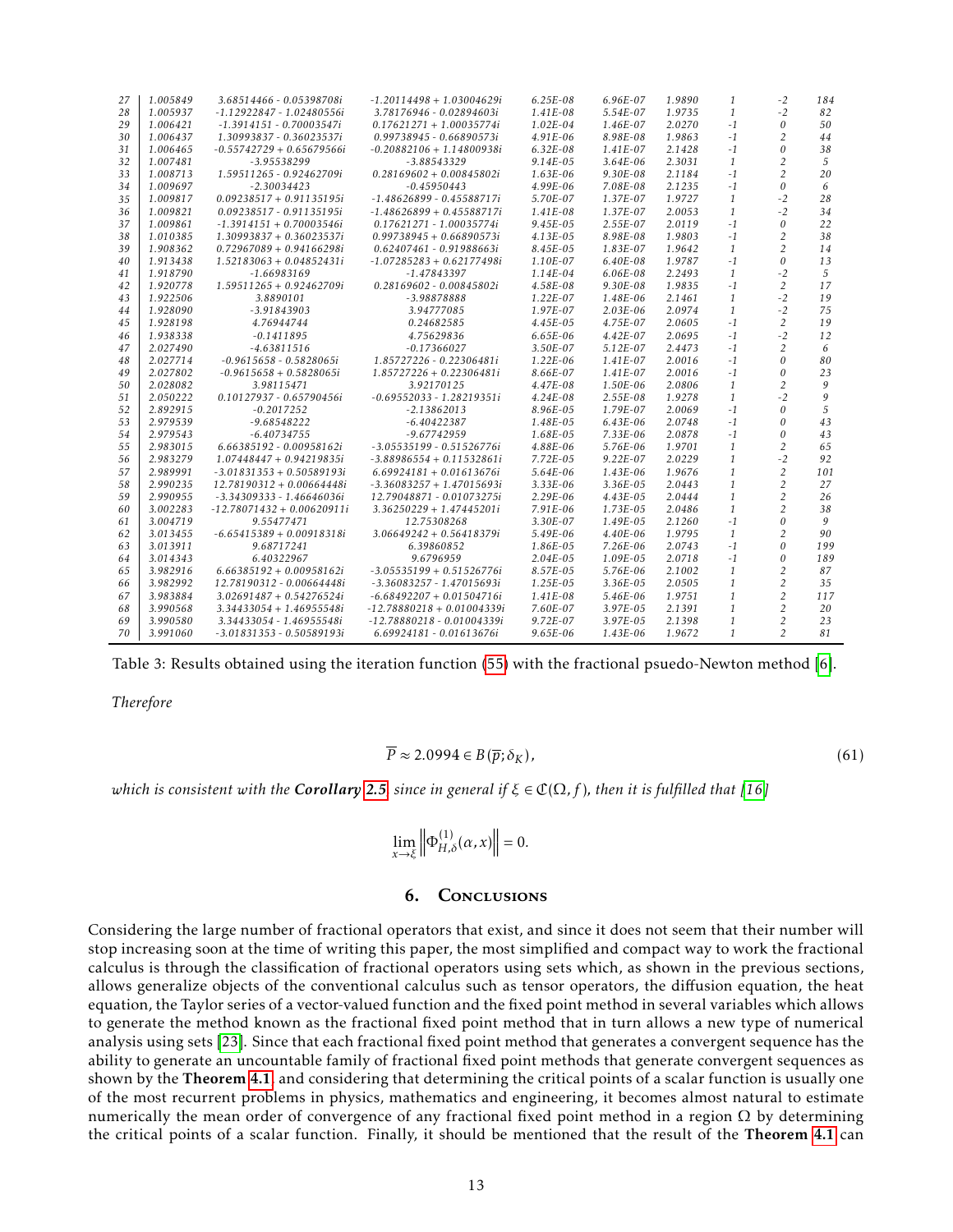| | | | | | | | | | |
|---|---|---|---|---|---|---|---|---|---|
| 27 | 1.005849 | 3.68514466 - 0.05398708i | -1.20114498 + 1.03004629i | 6.25E-08 | 6.96E-07 | 1.9890 | 1 | -2 | 184 |
| 28 | 1.005937 | -1.12922847 - 1.02480556i | 3.78176946 - 0.02894603i | 1.41E-08 | 5.54E-07 | 1.9735 | 1 | -2 | 82 |
| 29 | 1.006421 | -1.3914151 - 0.70003547i | 0.17621271 + 1.00035774i | 1.02E-04 | 1.46E-07 | 2.0270 | -1 | 0 | 50 |
| 30 | 1.006437 | 1.30993837 - 0.36023537i | 0.99738945 - 0.66890573i | 4.91E-06 | 8.98E-08 | 1.9863 | -1 | 2 | 44 |
| 31 | 1.006465 | -0.55742729 + 0.65679566i | -0.20882106 + 1.14800938i | 6.32E-08 | 1.41E-07 | 2.1428 | -1 | 0 | 38 |
| 32 | 1.007481 | -3.95538299 | -3.88543329 | 9.14E-05 | 3.64E-06 | 2.3031 | 1 | 2 | 5 |
| 33 | 1.008713 | 1.59511265 - 0.92462709i | 0.28169602 + 0.00845802i | 1.63E-06 | 9.30E-08 | 2.1184 | -1 | 2 | 20 |
| 34 | 1.009697 | -2.30034423 | -0.45950443 | 4.99E-06 | 7.08E-08 | 2.1235 | -1 | 0 | 6 |
| 35 | 1.009817 | 0.09238517 + 0.91135195i | -1.48626899 - 0.45588717i | 5.70E-07 | 1.37E-07 | 1.9727 | 1 | -2 | 28 |
| 36 | 1.009821 | 0.09238517 - 0.91135195i | -1.48626899 + 0.45588717i | 1.41E-08 | 1.37E-07 | 2.0053 | 1 | -2 | 34 |
| 37 | 1.009861 | -1.3914151 + 0.70003546i | 0.17621271 - 1.00035774i | 9.45E-05 | 2.55E-07 | 2.0119 | -1 | 0 | 22 |
| 38 | 1.010385 | 1.30993837 + 0.36023537i | 0.99738945 + 0.66890573i | 4.13E-05 | 8.98E-08 | 1.9803 | -1 | 2 | 38 |
| 39 | 1.908362 | 0.72967089 + 0.94166298i | 0.62407461 - 0.91988663i | 8.45E-05 | 1.83E-07 | 1.9642 | 1 | 2 | 14 |
| 40 | 1.913438 | 1.52183063 + 0.04852431i | -1.07285283 + 0.62177498i | 1.10E-07 | 6.40E-08 | 1.9787 | -1 | 0 | 13 |
| 41 | 1.918790 | -1.66983169 | -1.47843397 | 1.14E-04 | 6.06E-08 | 2.2493 | 1 | -2 | 5 |
| 42 | 1.920778 | 1.59511265 + 0.92462709i | 0.28169602 - 0.00845802i | 4.58E-08 | 9.30E-08 | 1.9835 | -1 | 2 | 17 |
| 43 | 1.922506 | 3.8890101 | -3.98878888 | 1.22E-07 | 1.48E-06 | 2.1461 | 1 | -2 | 19 |
| 44 | 1.928090 | -3.91843903 | 3.94777085 | 1.97E-07 | 2.03E-06 | 2.0974 | 1 | -2 | 75 |
| 45 | 1.928198 | 4.76944744 | 0.24682585 | 4.45E-05 | 4.75E-07 | 2.0605 | -1 | 2 | 19 |
| 46 | 1.938338 | -0.1411895 | 4.75629836 | 6.65E-06 | 4.42E-07 | 2.0695 | -1 | -2 | 12 |
| 47 | 2.027490 | -4.63811516 | -0.17366027 | 3.50E-07 | 5.12E-07 | 2.4473 | -1 | 2 | 6 |
| 48 | 2.027714 | -0.9615658 - 0.5828065i | 1.85727226 - 0.22306481i | 1.22E-06 | 1.41E-07 | 2.0016 | -1 | 0 | 80 |
| 49 | 2.027802 | -0.9615658 + 0.5828065i | 1.85727226 + 0.22306481i | 8.66E-07 | 1.41E-07 | 2.0016 | -1 | 0 | 23 |
| 50 | 2.028082 | 3.98115471 | 3.92170125 | 4.47E-08 | 1.50E-06 | 2.0806 | 1 | 2 | 9 |
| 51 | 2.050222 | 0.10127937 - 0.65790456i | -0.69552033 - 1.28219351i | 4.24E-08 | 2.55E-08 | 1.9278 | 1 | -2 | 9 |
| 52 | 2.892915 | -0.2017252 | -2.13862013 | 8.96E-05 | 1.79E-07 | 2.0069 | -1 | 0 | 5 |
| 53 | 2.979539 | -9.68548222 | -6.40422387 | 1.48E-05 | 6.43E-06 | 2.0748 | -1 | 0 | 43 |
| 54 | 2.979543 | -6.40734755 | -9.67742959 | 1.68E-05 | 7.33E-06 | 2.0878 | -1 | 0 | 43 |
| 55 | 2.983015 | 6.66385192 - 0.00958162i | -3.05535199 - 0.51526776i | 4.88E-06 | 5.76E-06 | 1.9701 | 1 | 2 | 65 |
| 56 | 2.983279 | 1.07448447 + 0.94219835i | -3.88986554 + 0.11532861i | 7.72E-05 | 9.22E-07 | 2.0229 | 1 | -2 | 92 |
| 57 | 2.989991 | -3.01831353 + 0.50589193i | 6.69924181 + 0.01613676i | 5.64E-06 | 1.43E-06 | 1.9676 | 1 | 2 | 101 |
| 58 | 2.990235 | 12.78190312 + 0.00664448i | -3.36083257 + 1.47015693i | 3.33E-06 | 3.36E-05 | 2.0443 | 1 | 2 | 27 |
| 59 | 2.990955 | -3.34309333 - 1.46646036i | 12.79048871 - 0.01073275i | 2.29E-06 | 4.43E-05 | 2.0444 | 1 | 2 | 26 |
| 60 | 3.002283 | -12.78071432 + 0.00620911i | 3.36250229 + 1.47445201i | 7.91E-06 | 1.73E-05 | 2.0486 | 1 | 2 | 38 |
| 61 | 3.004719 | 9.55477471 | 12.75308268 | 3.30E-07 | 1.49E-05 | 2.1260 | -1 | 0 | 9 |
| 62 | 3.013455 | -6.65415389 + 0.00918318i | 3.06649242 + 0.56418379i | 5.49E-06 | 4.40E-06 | 1.9795 | 1 | 2 | 90 |
| 63 | 3.013911 | 9.68717241 | 6.39860852 | 1.86E-05 | 7.26E-06 | 2.0743 | -1 | 0 | 199 |
| 64 | 3.014343 | 6.40322967 | 9.6796959 | 2.04E-05 | 1.09E-05 | 2.0718 | -1 | 0 | 189 |
| 65 | 3.982916 | 6.66385192 + 0.00958162i | -3.05535199 + 0.51526776i | 8.57E-05 | 5.76E-06 | 2.1002 | 1 | 2 | 87 |
| 66 | 3.982992 | 12.78190312 - 0.00664448i | -3.36083257 - 1.47015693i | 1.25E-05 | 3.36E-05 | 2.0505 | 1 | 2 | 35 |
| 67 | 3.983884 | 3.02691487 + 0.54276524i | -6.68492207 + 0.01504716i | 1.41E-08 | 5.46E-06 | 1.9751 | 1 | 2 | 117 |
| 68 | 3.990568 | 3.34433054 + 1.46955548i | -12.78880218 + 0.01004339i | 7.60E-07 | 3.97E-05 | 2.1391 | 1 | 2 | 20 |
| 69 | 3.990580 | 3.34433054 - 1.46955548i | -12.78880218 - 0.01004339i | 9.72E-07 | 3.97E-05 | 2.1398 | 1 | 2 | 23 |
| 70 | 3.991060 | -3.01831353 - 0.50589193i | 6.69924181 - 0.01613676i | 9.65E-06 | 1.43E-06 | 1.9672 | 1 | 2 | 81 |

Table 3: Results obtained using the iteration function (55) with the fractional psuedo-Newton method [6].

*Therefore*

$$\overline{P} \approx 2.0994 \in B(\overline{p};\delta_K), \tag{61}$$

*which is consistent with the* ***Corollary 2.5*** *since in general if $\xi \in \mathfrak{C}(\Omega, f)$, then it is fulfilled that [16]*

$$\lim_{x\to\xi} \left\| \Phi^{(1)}_{H,\delta}(\alpha, x) \right\| = 0.$$

## 6. Conclusions

Considering the large number of fractional operators that exist, and since it does not seem that their number will stop increasing soon at the time of writing this paper, the most simplified and compact way to work the fractional calculus is through the classification of fractional operators using sets which, as shown in the previous sections, allows generalize objects of the conventional calculus such as tensor operators, the diffusion equation, the heat equation, the Taylor series of a vector-valued function and the fixed point method in several variables which allows to generate the method known as the fractional fixed point method that in turn allows a new type of numerical analysis using sets [23]. Since that each fractional fixed point method that generates a convergent sequence has the ability to generate an uncountable family of fractional fixed point methods that generate convergent sequences as shown by the **Theorem 4.1** and considering that determining the critical points of a scalar function is usually one of the most recurrent problems in physics, mathematics and engineering, it becomes almost natural to estimate numerically the mean order of convergence of any fractional fixed point method in a region $\Omega$ by determining the critical points of a scalar function. Finally, it should be mentioned that the result of the **Theorem 4.1** can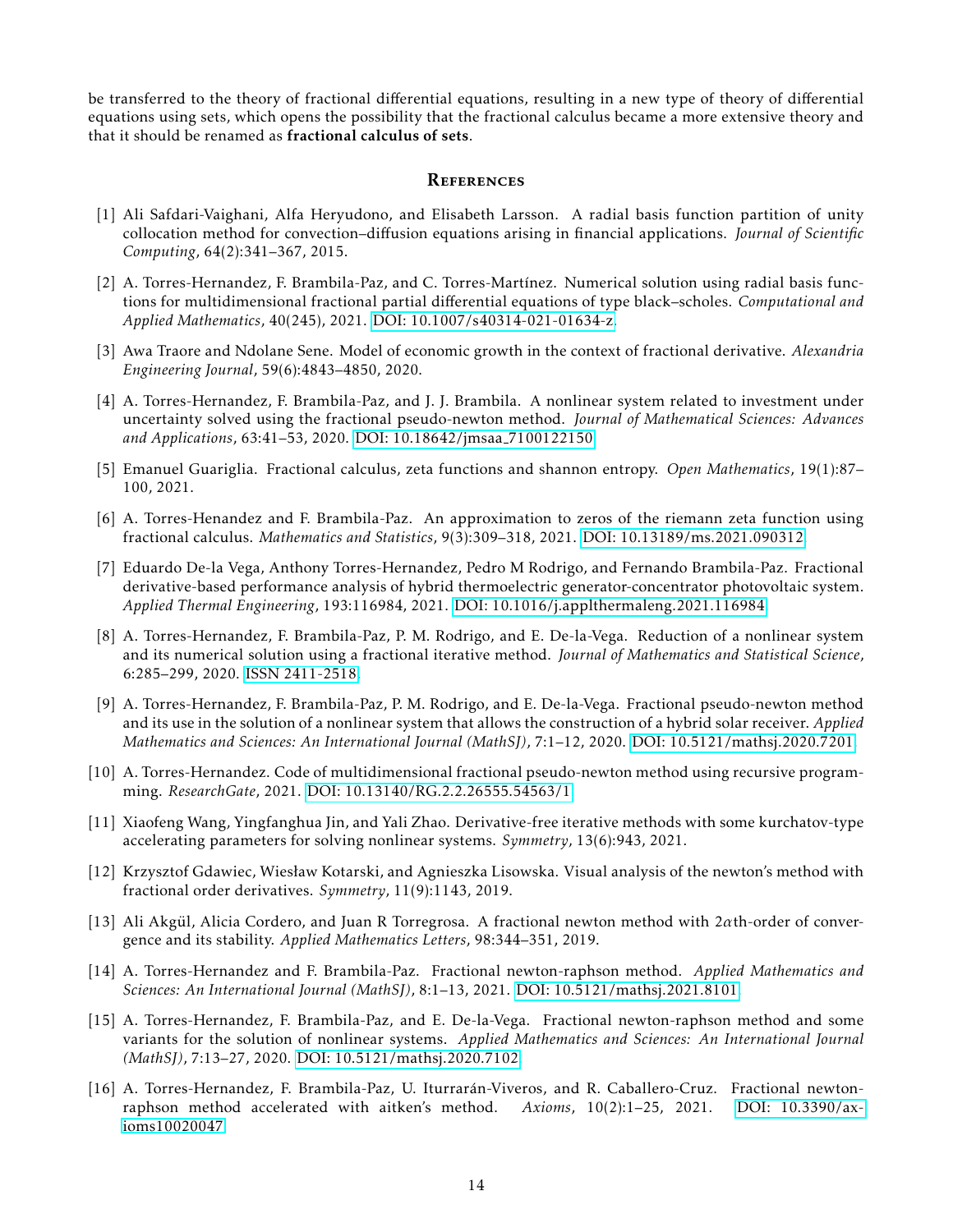be transferred to the theory of fractional differential equations, resulting in a new type of theory of differential equations using sets, which opens the possibility that the fractional calculus became a more extensive theory and that it should be renamed as **fractional calculus of sets**.

## References

[1] Ali Safdari-Vaighani, Alfa Heryudono, and Elisabeth Larsson. A radial basis function partition of unity collocation method for convection–diffusion equations arising in financial applications. *Journal of Scientific Computing*, 64(2):341–367, 2015.

[2] A. Torres-Hernandez, F. Brambila-Paz, and C. Torres-Martínez. Numerical solution using radial basis functions for multidimensional fractional partial differential equations of type black–scholes. *Computational and Applied Mathematics*, 40(245), 2021. DOI: 10.1007/s40314-021-01634-z.

[3] Awa Traore and Ndolane Sene. Model of economic growth in the context of fractional derivative. *Alexandria Engineering Journal*, 59(6):4843–4850, 2020.

[4] A. Torres-Hernandez, F. Brambila-Paz, and J. J. Brambila. A nonlinear system related to investment under uncertainty solved using the fractional pseudo-newton method. *Journal of Mathematical Sciences: Advances and Applications*, 63:41–53, 2020. DOI: 10.18642/jmsaa_7100122150.

[5] Emanuel Guariglia. Fractional calculus, zeta functions and shannon entropy. *Open Mathematics*, 19(1):87–100, 2021.

[6] A. Torres-Henandez and F. Brambila-Paz. An approximation to zeros of the riemann zeta function using fractional calculus. *Mathematics and Statistics*, 9(3):309–318, 2021. DOI: 10.13189/ms.2021.090312.

[7] Eduardo De-la Vega, Anthony Torres-Hernandez, Pedro M Rodrigo, and Fernando Brambila-Paz. Fractional derivative-based performance analysis of hybrid thermoelectric generator-concentrator photovoltaic system. *Applied Thermal Engineering*, 193:116984, 2021. DOI: 10.1016/j.applthermaleng.2021.116984.

[8] A. Torres-Hernandez, F. Brambila-Paz, P. M. Rodrigo, and E. De-la-Vega. Reduction of a nonlinear system and its numerical solution using a fractional iterative method. *Journal of Mathematics and Statistical Science*, 6:285–299, 2020. ISSN 2411-2518.

[9] A. Torres-Hernandez, F. Brambila-Paz, P. M. Rodrigo, and E. De-la-Vega. Fractional pseudo-newton method and its use in the solution of a nonlinear system that allows the construction of a hybrid solar receiver. *Applied Mathematics and Sciences: An International Journal (MathSJ)*, 7:1–12, 2020. DOI: 10.5121/mathsj.2020.7201.

[10] A. Torres-Hernandez. Code of multidimensional fractional pseudo-newton method using recursive programming. *ResearchGate*, 2021. DOI: 10.13140/RG.2.2.26555.54563/1.

[11] Xiaofeng Wang, Yingfanghua Jin, and Yali Zhao. Derivative-free iterative methods with some kurchatov-type accelerating parameters for solving nonlinear systems. *Symmetry*, 13(6):943, 2021.

[12] Krzysztof Gdawiec, Wiesław Kotarski, and Agnieszka Lisowska. Visual analysis of the newton's method with fractional order derivatives. *Symmetry*, 11(9):1143, 2019.

[13] Ali Akgül, Alicia Cordero, and Juan R Torregrosa. A fractional newton method with $2\alpha$th-order of convergence and its stability. *Applied Mathematics Letters*, 98:344–351, 2019.

[14] A. Torres-Hernandez and F. Brambila-Paz. Fractional newton-raphson method. *Applied Mathematics and Sciences: An International Journal (MathSJ)*, 8:1–13, 2021. DOI: 10.5121/mathsj.2021.8101.

[15] A. Torres-Hernandez, F. Brambila-Paz, and E. De-la-Vega. Fractional newton-raphson method and some variants for the solution of nonlinear systems. *Applied Mathematics and Sciences: An International Journal (MathSJ)*, 7:13–27, 2020. DOI: 10.5121/mathsj.2020.7102.

[16] A. Torres-Hernandez, F. Brambila-Paz, U. Iturrarán-Viveros, and R. Caballero-Cruz. Fractional newton-raphson method accelerated with aitken's method. *Axioms*, 10(2):1–25, 2021. DOI: 10.3390/axioms10020047.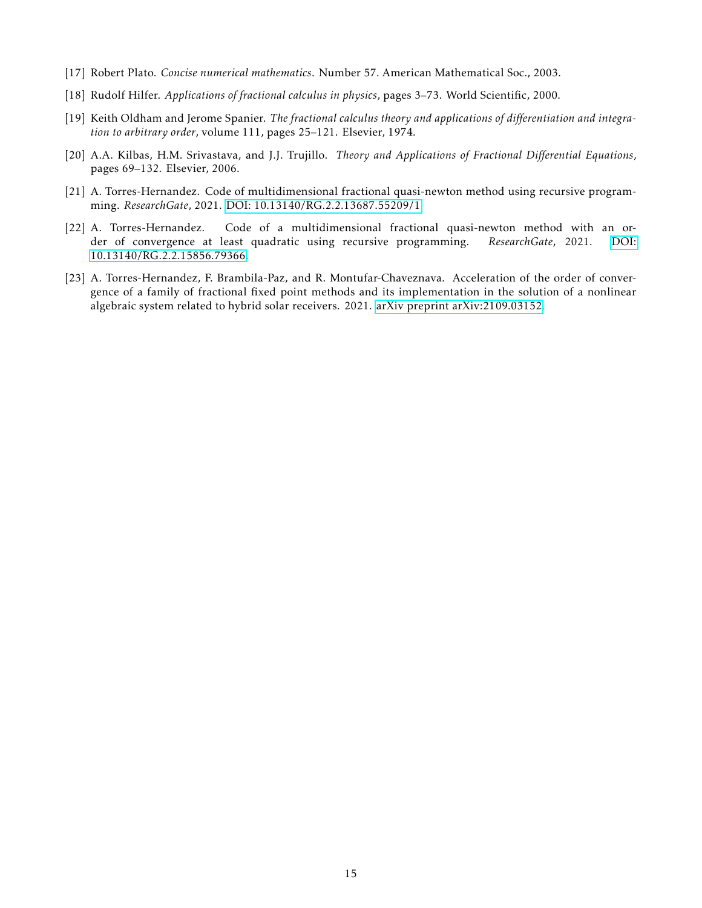[17] Robert Plato. *Concise numerical mathematics*. Number 57. American Mathematical Soc., 2003.

[18] Rudolf Hilfer. *Applications of fractional calculus in physics*, pages 3–73. World Scientific, 2000.

[19] Keith Oldham and Jerome Spanier. *The fractional calculus theory and applications of differentiation and integration to arbitrary order*, volume 111, pages 25–121. Elsevier, 1974.

[20] A.A. Kilbas, H.M. Srivastava, and J.J. Trujillo. *Theory and Applications of Fractional Differential Equations*, pages 69–132. Elsevier, 2006.

[21] A. Torres-Hernandez. Code of multidimensional fractional quasi-newton method using recursive programming. *ResearchGate*, 2021. DOI: 10.13140/RG.2.2.13687.55209/1.

[22] A. Torres-Hernandez. Code of a multidimensional fractional quasi-newton method with an order of convergence at least quadratic using recursive programming. *ResearchGate*, 2021. DOI: 10.13140/RG.2.2.15856.79366.

[23] A. Torres-Hernandez, F. Brambila-Paz, and R. Montufar-Chaveznava. Acceleration of the order of convergence of a family of fractional fixed point methods and its implementation in the solution of a nonlinear algebraic system related to hybrid solar receivers. 2021. arXiv preprint arXiv:2109.03152.